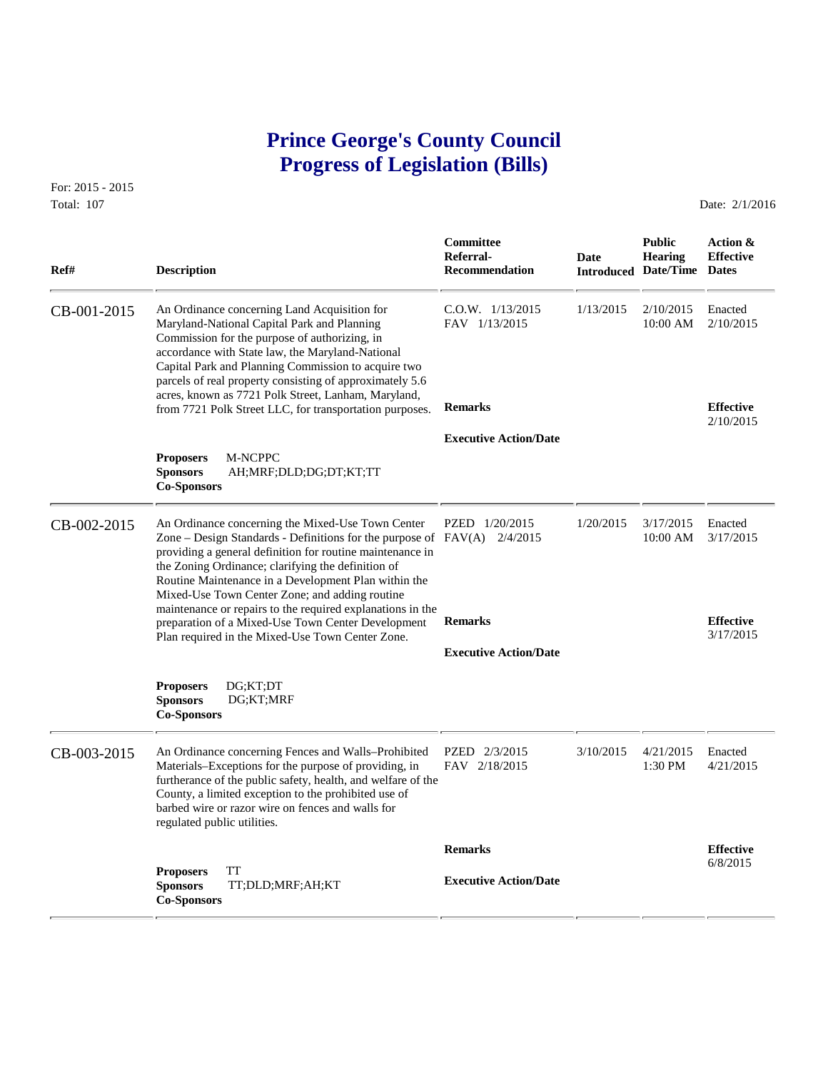# Prince George's County Council
# Progress of Legislation (Bills)

For: 2015 - 2015
Total: 107

Date: 2/1/2016

| Ref# | Description | Committee Referral-Recommendation | Date Introduced | Public Hearing Date/Time | Action & Effective Dates |
|---|---|---|---|---|---|
| CB-001-2015 | An Ordinance concerning Land Acquisition for Maryland-National Capital Park and Planning Commission for the purpose of authorizing, in accordance with State law, the Maryland-National Capital Park and Planning Commission to acquire two parcels of real property consisting of approximately 5.6 acres, known as 7721 Polk Street, Lanham, Maryland, from 7721 Polk Street LLC, for transportation purposes. | C.O.W. 1/13/2015<br>FAV 1/13/2015 | 1/13/2015 | 2/10/2015<br>10:00 AM | Enacted<br>2/10/2015 |
| | | **Remarks** | | | **Effective**<br>2/10/2015 |
| | | **Executive Action/Date** | | | |
| | **Proposers** M-NCPPC<br>**Sponsors** AH;MRF;DLD;DG;DT;KT;TT<br>**Co-Sponsors** | | | | |
| CB-002-2015 | An Ordinance concerning the Mixed-Use Town Center Zone – Design Standards - Definitions for the purpose of providing a general definition for routine maintenance in the Zoning Ordinance; clarifying the definition of Routine Maintenance in a Development Plan within the Mixed-Use Town Center Zone; and adding routine maintenance or repairs to the required explanations in the preparation of a Mixed-Use Town Center Development Plan required in the Mixed-Use Town Center Zone. | PZED 1/20/2015<br>FAV(A) 2/4/2015 | 1/20/2015 | 3/17/2015<br>10:00 AM | Enacted<br>3/17/2015 |
| | | **Remarks** | | | **Effective**<br>3/17/2015 |
| | | **Executive Action/Date** | | | |
| | **Proposers** DG;KT;DT<br>**Sponsors** DG;KT;MRF<br>**Co-Sponsors** | | | | |
| CB-003-2015 | An Ordinance concerning Fences and Walls–Prohibited Materials–Exceptions for the purpose of providing, in furtherance of the public safety, health, and welfare of the County, a limited exception to the prohibited use of barbed wire or razor wire on fences and walls for regulated public utilities. | PZED 2/3/2015<br>FAV 2/18/2015 | 3/10/2015 | 4/21/2015<br>1:30 PM | Enacted<br>4/21/2015 |
| | | **Remarks** | | | **Effective**<br>6/8/2015 |
| | | **Executive Action/Date** | | | |
| | **Proposers** TT<br>**Sponsors** TT;DLD;MRF;AH;KT<br>**Co-Sponsors** | | | | |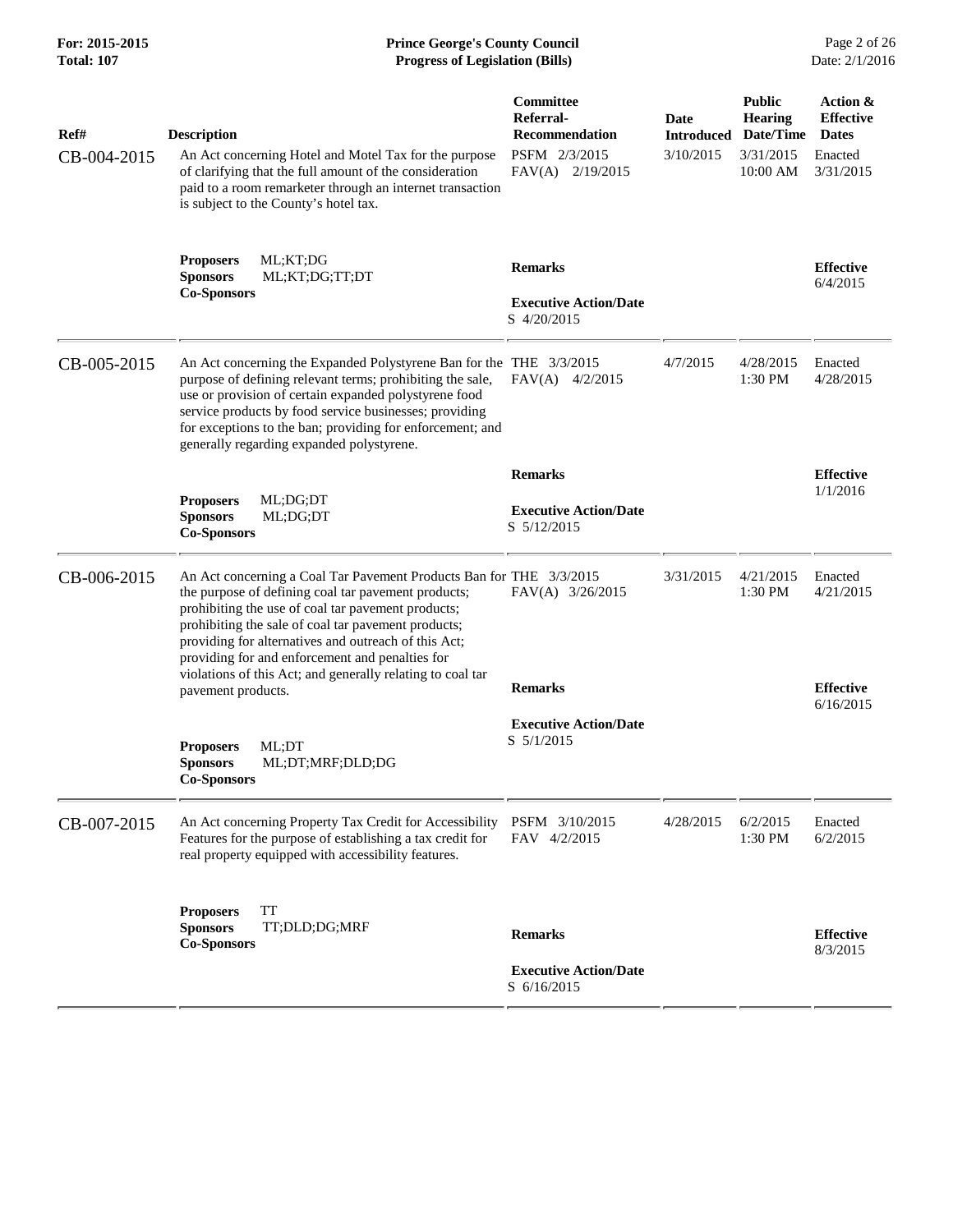| Ref# | Description | Committee Referral-Recommendation | Date Introduced | Public Hearing Date/Time | Action & Effective Dates |
|---|---|---|---|---|---|
| CB-004-2015 | An Act concerning Hotel and Motel Tax for the purpose of clarifying that the full amount of the consideration paid to a room remarketer through an internet transaction is subject to the County's hotel tax. | PSFM 2/3/2015<br>FAV(A) 2/19/2015 | 3/10/2015 | 3/31/2015<br>10:00 AM | Enacted<br>3/31/2015 |
| | **Proposers** ML;KT;DG<br>**Sponsors** ML;KT;DG;TT;DT<br>**Co-Sponsors** | **Remarks**<br><br>**Executive Action/Date**<br>S 4/20/2015 | | | **Effective**<br>6/4/2015 |
| CB-005-2015 | An Act concerning the Expanded Polystyrene Ban for the purpose of defining relevant terms; prohibiting the sale, use or provision of certain expanded polystyrene food service products by food service businesses; providing for exceptions to the ban; providing for enforcement; and generally regarding expanded polystyrene. | THE 3/3/2015<br>FAV(A) 4/2/2015 | 4/7/2015 | 4/28/2015<br>1:30 PM | Enacted<br>4/28/2015 |
| | **Proposers** ML;DG;DT<br>**Sponsors** ML;DG;DT<br>**Co-Sponsors** | **Remarks**<br><br>**Executive Action/Date**<br>S 5/12/2015 | | | **Effective**<br>1/1/2016 |
| CB-006-2015 | An Act concerning a Coal Tar Pavement Products Ban for the purpose of defining coal tar pavement products; prohibiting the use of coal tar pavement products; prohibiting the sale of coal tar pavement products; providing for alternatives and outreach of this Act; providing for and enforcement and penalties for violations of this Act; and generally relating to coal tar pavement products. | THE 3/3/2015<br>FAV(A) 3/26/2015 | 3/31/2015 | 4/21/2015<br>1:30 PM | Enacted<br>4/21/2015 |
| | **Proposers** ML;DT<br>**Sponsors** ML;DT;MRF;DLD;DG<br>**Co-Sponsors** | **Remarks**<br><br>**Executive Action/Date**<br>S 5/1/2015 | | | **Effective**<br>6/16/2015 |
| CB-007-2015 | An Act concerning Property Tax Credit for Accessibility Features for the purpose of establishing a tax credit for real property equipped with accessibility features. | PSFM 3/10/2015<br>FAV 4/2/2015 | 4/28/2015 | 6/2/2015<br>1:30 PM | Enacted<br>6/2/2015 |
| | **Proposers** TT<br>**Sponsors** TT;DLD;DG;MRF<br>**Co-Sponsors** | **Remarks**<br><br>**Executive Action/Date**<br>S 6/16/2015 | | | **Effective**<br>8/3/2015 |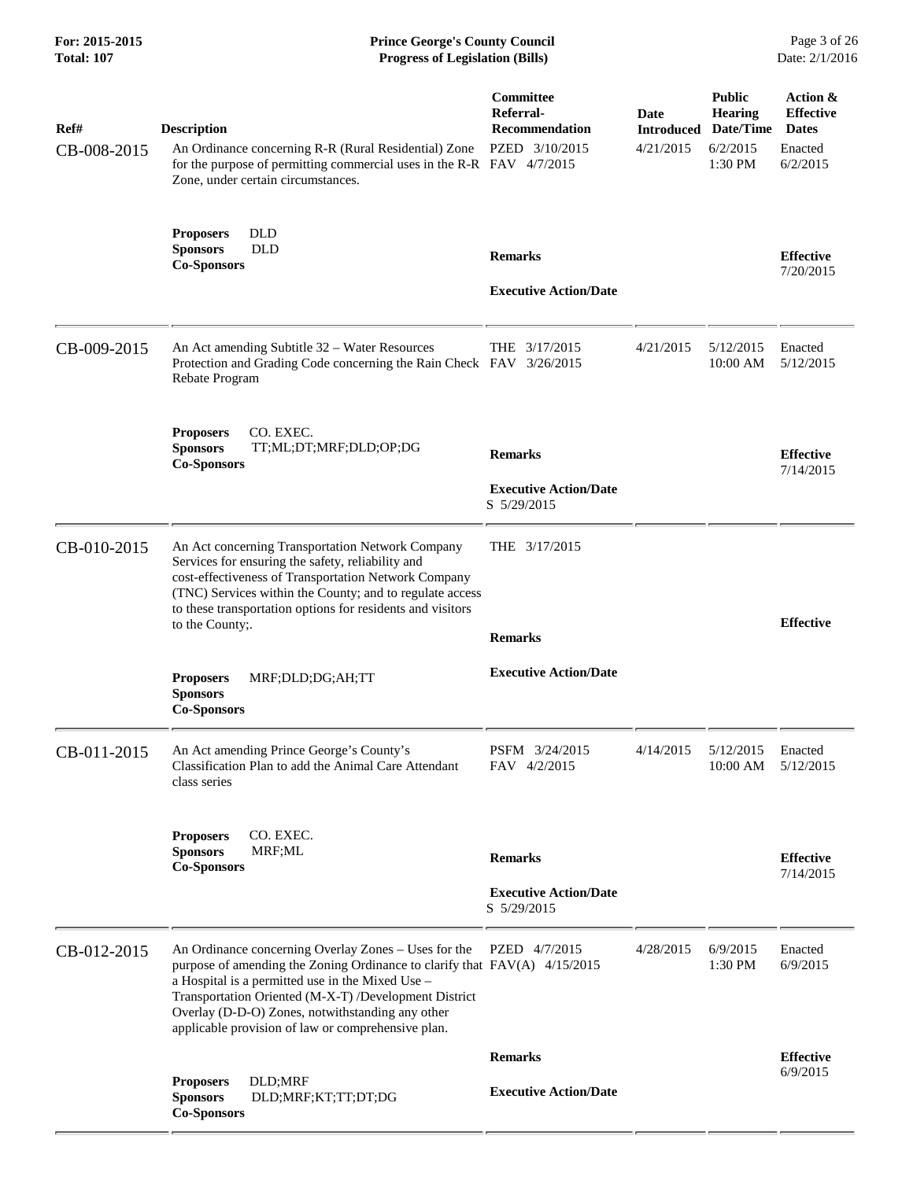| Ref# | Description | Committee Referral-Recommendation | Date Introduced | Public Hearing Date/Time | Action & Effective Dates |
|---|---|---|---|---|---|
| CB-008-2015 | An Ordinance concerning R-R (Rural Residential) Zone for the purpose of permitting commercial uses in the R-R Zone, under certain circumstances.<br><br>**Proposers** DLD<br>**Sponsors** DLD<br>**Co-Sponsors** | PZED 3/10/2015<br>FAV 4/7/2015<br><br>**Remarks**<br><br>**Executive Action/Date** | 4/21/2015 | 6/2/2015<br>1:30 PM | Enacted<br>6/2/2015<br><br>**Effective**<br>7/20/2015 |
| CB-009-2015 | An Act amending Subtitle 32 – Water Resources Protection and Grading Code concerning the Rain Check Rebate Program<br><br>**Proposers** CO. EXEC.<br>**Sponsors** TT;ML;DT;MRF;DLD;OP;DG<br>**Co-Sponsors** | THE 3/17/2015<br>FAV 3/26/2015<br><br>**Remarks**<br><br>**Executive Action/Date**<br>S 5/29/2015 | 4/21/2015 | 5/12/2015<br>10:00 AM | Enacted<br>5/12/2015<br><br>**Effective**<br>7/14/2015 |
| CB-010-2015 | An Act concerning Transportation Network Company Services for ensuring the safety, reliability and cost-effectiveness of Transportation Network Company (TNC) Services within the County; and to regulate access to these transportation options for residents and visitors to the County;.<br><br>**Proposers** MRF;DLD;DG;AH;TT<br>**Sponsors**<br>**Co-Sponsors** | THE 3/17/2015<br><br>**Remarks**<br><br>**Executive Action/Date** | | | **Effective** |
| CB-011-2015 | An Act amending Prince George's County's Classification Plan to add the Animal Care Attendant class series<br><br>**Proposers** CO. EXEC.<br>**Sponsors** MRF;ML<br>**Co-Sponsors** | PSFM 3/24/2015<br>FAV 4/2/2015<br><br>**Remarks**<br><br>**Executive Action/Date**<br>S 5/29/2015 | 4/14/2015 | 5/12/2015<br>10:00 AM | Enacted<br>5/12/2015<br><br>**Effective**<br>7/14/2015 |
| CB-012-2015 | An Ordinance concerning Overlay Zones – Uses for the purpose of amending the Zoning Ordinance to clarify that a Hospital is a permitted use in the Mixed Use – Transportation Oriented (M-X-T) /Development District Overlay (D-D-O) Zones, notwithstanding any other applicable provision of law or comprehensive plan.<br><br>**Proposers** DLD;MRF<br>**Sponsors** DLD;MRF;KT;TT;DT;DG<br>**Co-Sponsors** | PZED 4/7/2015<br>FAV(A) 4/15/2015<br><br>**Remarks**<br><br>**Executive Action/Date** | 4/28/2015 | 6/9/2015<br>1:30 PM | Enacted<br>6/9/2015<br><br>**Effective**<br>6/9/2015 |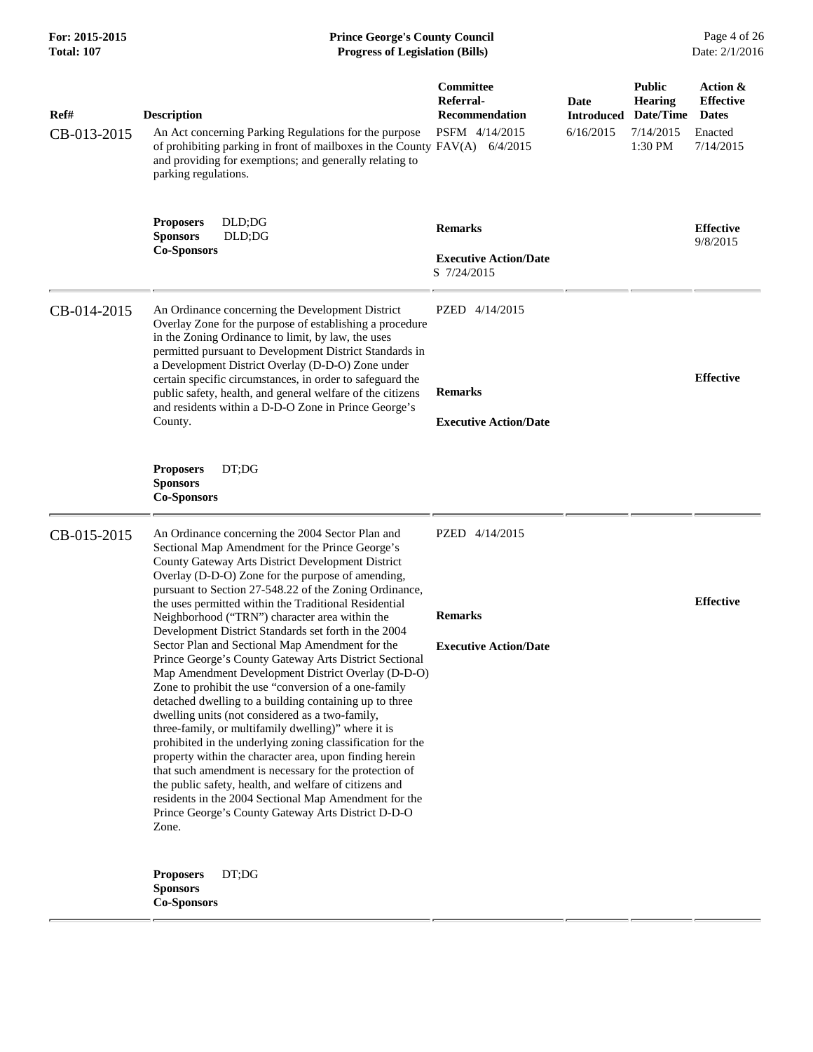| Ref# | Description | Committee Referral-Recommendation | Date Introduced | Public Hearing Date/Time | Action & Effective Dates |
|---|---|---|---|---|---|
| CB-013-2015 | An Act concerning Parking Regulations for the purpose of prohibiting parking in front of mailboxes in the County and providing for exemptions; and generally relating to parking regulations. | PSFM 4/14/2015<br>FAV(A) 6/4/2015 | 6/16/2015 | 7/14/2015 1:30 PM | Enacted 7/14/2015 |
| | **Proposers** DLD;DG<br>**Sponsors** DLD;DG<br>**Co-Sponsors** | **Remarks**<br><br>**Executive Action/Date**<br>S 7/24/2015 | | | **Effective** 9/8/2015 |
| CB-014-2015 | An Ordinance concerning the Development District Overlay Zone for the purpose of establishing a procedure in the Zoning Ordinance to limit, by law, the uses permitted pursuant to Development District Standards in a Development District Overlay (D-D-O) Zone under certain specific circumstances, in order to safeguard the public safety, health, and general welfare of the citizens and residents within a D-D-O Zone in Prince George's County. | PZED 4/14/2015<br><br>**Remarks**<br><br>**Executive Action/Date** | | | **Effective** |
| | **Proposers** DT;DG<br>**Sponsors**<br>**Co-Sponsors** | | | | |
| CB-015-2015 | An Ordinance concerning the 2004 Sector Plan and Sectional Map Amendment for the Prince George's County Gateway Arts District Development District Overlay (D-D-O) Zone for the purpose of amending, pursuant to Section 27-548.22 of the Zoning Ordinance, the uses permitted within the Traditional Residential Neighborhood ("TRN") character area within the Development District Standards set forth in the 2004 Sector Plan and Sectional Map Amendment for the Prince George's County Gateway Arts District Sectional Map Amendment Development District Overlay (D-D-O) Zone to prohibit the use "conversion of a one-family detached dwelling to a building containing up to three dwelling units (not considered as a two-family, three-family, or multifamily dwelling)" where it is prohibited in the underlying zoning classification for the property within the character area, upon finding herein that such amendment is necessary for the protection of the public safety, health, and welfare of citizens and residents in the 2004 Sectional Map Amendment for the Prince George's County Gateway Arts District D-D-O Zone. | PZED 4/14/2015<br><br>**Remarks**<br><br>**Executive Action/Date** | | | **Effective** |
| | **Proposers** DT;DG<br>**Sponsors**<br>**Co-Sponsors** | | | | |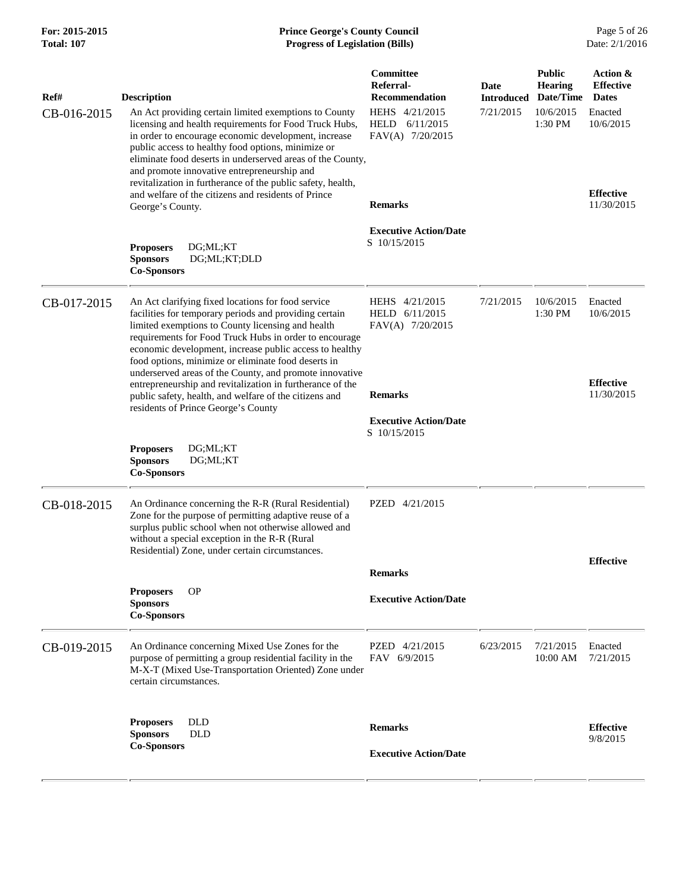| Ref# | Description | Committee Referral-Recommendation | Date Introduced | Public Hearing Date/Time | Action & Effective Dates |
|---|---|---|---|---|---|
| CB-016-2015 | An Act providing certain limited exemptions to County licensing and health requirements for Food Truck Hubs, in order to encourage economic development, increase public access to healthy food options, minimize or eliminate food deserts in underserved areas of the County, and promote innovative entrepreneurship and revitalization in furtherance of the public safety, health, and welfare of the citizens and residents of Prince George's County.<br><br>**Proposers** DG;ML;KT<br>**Sponsors** DG;ML;KT;DLD<br>**Co-Sponsors** | HEHS 4/21/2015<br>HELD 6/11/2015<br>FAV(A) 7/20/2015<br><br>**Remarks**<br><br>**Executive Action/Date**<br>S 10/15/2015 | 7/21/2015 | 10/6/2015<br>1:30 PM | Enacted<br>10/6/2015<br><br>**Effective**<br>11/30/2015 |
| CB-017-2015 | An Act clarifying fixed locations for food service facilities for temporary periods and providing certain limited exemptions to County licensing and health requirements for Food Truck Hubs in order to encourage economic development, increase public access to healthy food options, minimize or eliminate food deserts in underserved areas of the County, and promote innovative entrepreneurship and revitalization in furtherance of the public safety, health, and welfare of the citizens and residents of Prince George's County<br><br>**Proposers** DG;ML;KT<br>**Sponsors** DG;ML;KT<br>**Co-Sponsors** | HEHS 4/21/2015<br>HELD 6/11/2015<br>FAV(A) 7/20/2015<br><br>**Remarks**<br><br>**Executive Action/Date**<br>S 10/15/2015 | 7/21/2015 | 10/6/2015<br>1:30 PM | Enacted<br>10/6/2015<br><br>**Effective**<br>11/30/2015 |
| CB-018-2015 | An Ordinance concerning the R-R (Rural Residential) Zone for the purpose of permitting adaptive reuse of a surplus public school when not otherwise allowed and without a special exception in the R-R (Rural Residential) Zone, under certain circumstances.<br><br>**Proposers** OP<br>**Sponsors**<br>**Co-Sponsors** | PZED 4/21/2015<br><br>**Remarks**<br><br>**Executive Action/Date** | | | **Effective** |
| CB-019-2015 | An Ordinance concerning Mixed Use Zones for the purpose of permitting a group residential facility in the M-X-T (Mixed Use-Transportation Oriented) Zone under certain circumstances.<br><br>**Proposers** DLD<br>**Sponsors** DLD<br>**Co-Sponsors** | PZED 4/21/2015<br>FAV 6/9/2015<br><br>**Remarks**<br><br>**Executive Action/Date** | 6/23/2015 | 7/21/2015<br>10:00 AM | Enacted<br>7/21/2015<br><br>**Effective**<br>9/8/2015 |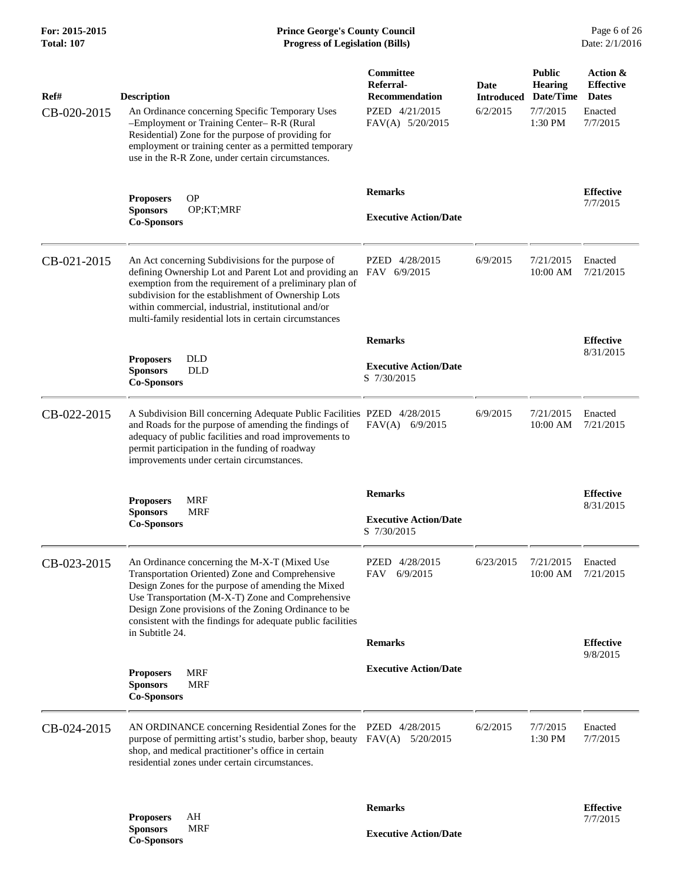| Ref# | Description | Committee Referral-Recommendation | Date Introduced | Public Hearing Date/Time | Action & Effective Dates |
|---|---|---|---|---|---|
| CB-020-2015 | An Ordinance concerning Specific Temporary Uses –Employment or Training Center– R-R (Rural Residential) Zone for the purpose of providing for employment or training center as a permitted temporary use in the R-R Zone, under certain circumstances. | PZED 4/21/2015<br>FAV(A) 5/20/2015 | 6/2/2015 | 7/7/2015<br>1:30 PM | Enacted<br>7/7/2015 |
| | **Proposers** OP<br>**Sponsors** OP;KT;MRF<br>**Co-Sponsors** | **Remarks**<br><br>**Executive Action/Date** | | | **Effective**<br>7/7/2015 |
| CB-021-2015 | An Act concerning Subdivisions for the purpose of defining Ownership Lot and Parent Lot and providing an exemption from the requirement of a preliminary plan of subdivision for the establishment of Ownership Lots within commercial, industrial, institutional and/or multi-family residential lots in certain circumstances | PZED 4/28/2015<br>FAV 6/9/2015 | 6/9/2015 | 7/21/2015<br>10:00 AM | Enacted<br>7/21/2015 |
| | **Proposers** DLD<br>**Sponsors** DLD<br>**Co-Sponsors** | **Remarks**<br><br>**Executive Action/Date**<br>S 7/30/2015 | | | **Effective**<br>8/31/2015 |
| CB-022-2015 | A Subdivision Bill concerning Adequate Public Facilities and Roads for the purpose of amending the findings of adequacy of public facilities and road improvements to permit participation in the funding of roadway improvements under certain circumstances. | PZED 4/28/2015<br>FAV(A) 6/9/2015 | 6/9/2015 | 7/21/2015<br>10:00 AM | Enacted<br>7/21/2015 |
| | **Proposers** MRF<br>**Sponsors** MRF<br>**Co-Sponsors** | **Remarks**<br><br>**Executive Action/Date**<br>S 7/30/2015 | | | **Effective**<br>8/31/2015 |
| CB-023-2015 | An Ordinance concerning the M-X-T (Mixed Use Transportation Oriented) Zone and Comprehensive Design Zones for the purpose of amending the Mixed Use Transportation (M-X-T) Zone and Comprehensive Design Zone provisions of the Zoning Ordinance to be consistent with the findings for adequate public facilities in Subtitle 24. | PZED 4/28/2015<br>FAV 6/9/2015 | 6/23/2015 | 7/21/2015<br>10:00 AM | Enacted<br>7/21/2015 |
| | **Proposers** MRF<br>**Sponsors** MRF<br>**Co-Sponsors** | **Remarks**<br><br>**Executive Action/Date** | | | **Effective**<br>9/8/2015 |
| CB-024-2015 | AN ORDINANCE concerning Residential Zones for the purpose of permitting artist's studio, barber shop, beauty shop, and medical practitioner's office in certain residential zones under certain circumstances. | PZED 4/28/2015<br>FAV(A) 5/20/2015 | 6/2/2015 | 7/7/2015<br>1:30 PM | Enacted<br>7/7/2015 |
| | **Proposers** AH<br>**Sponsors** MRF<br>**Co-Sponsors** | **Remarks**<br><br>**Executive Action/Date** | | | **Effective**<br>7/7/2015 |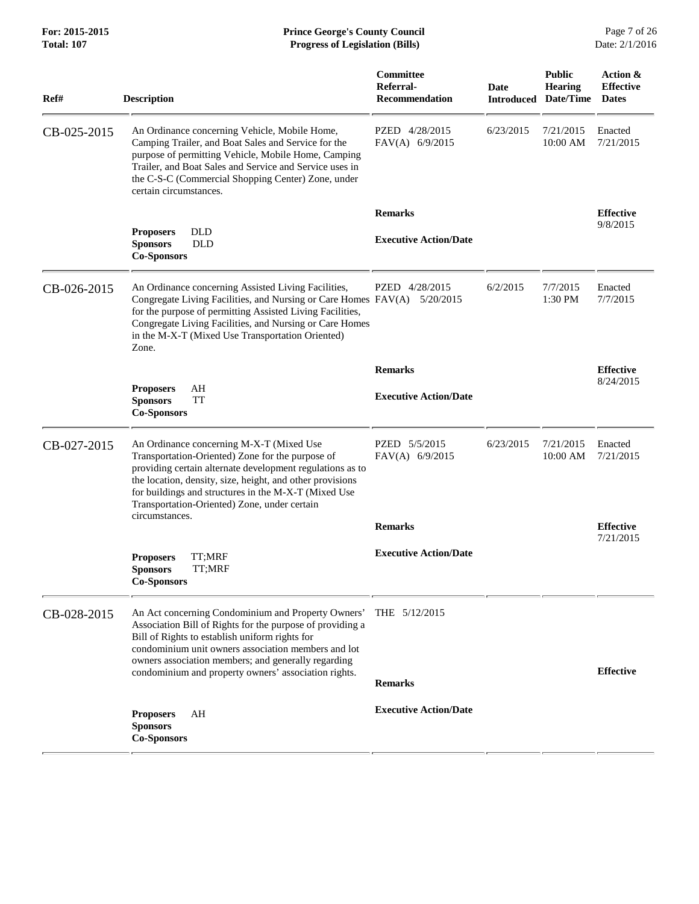| Ref# | Description | Committee Referral-Recommendation | Date Introduced | Public Hearing Date/Time | Action & Effective Dates |
|---|---|---|---|---|---|
| CB-025-2015 | An Ordinance concerning Vehicle, Mobile Home, Camping Trailer, and Boat Sales and Service for the purpose of permitting Vehicle, Mobile Home, Camping Trailer, and Boat Sales and Service and Service uses in the C-S-C (Commercial Shopping Center) Zone, under certain circumstances. | PZED 4/28/2015<br>FAV(A) 6/9/2015 | 6/23/2015 | 7/21/2015<br>10:00 AM | Enacted<br>7/21/2015 |
| | **Proposers** DLD<br>**Sponsors** DLD<br>**Co-Sponsors** | **Remarks**<br><br>**Executive Action/Date** | | | **Effective**<br>9/8/2015 |
| CB-026-2015 | An Ordinance concerning Assisted Living Facilities, Congregate Living Facilities, and Nursing or Care Homes for the purpose of permitting Assisted Living Facilities, Congregate Living Facilities, and Nursing or Care Homes in the M-X-T (Mixed Use Transportation Oriented) Zone. | PZED 4/28/2015<br>FAV(A) 5/20/2015 | 6/2/2015 | 7/7/2015<br>1:30 PM | Enacted<br>7/7/2015 |
| | **Proposers** AH<br>**Sponsors** TT<br>**Co-Sponsors** | **Remarks**<br><br>**Executive Action/Date** | | | **Effective**<br>8/24/2015 |
| CB-027-2015 | An Ordinance concerning M-X-T (Mixed Use Transportation-Oriented) Zone for the purpose of providing certain alternate development regulations as to the location, density, size, height, and other provisions for buildings and structures in the M-X-T (Mixed Use Transportation-Oriented) Zone, under certain circumstances. | PZED 5/5/2015<br>FAV(A) 6/9/2015 | 6/23/2015 | 7/21/2015<br>10:00 AM | Enacted<br>7/21/2015 |
| | **Proposers** TT;MRF<br>**Sponsors** TT;MRF<br>**Co-Sponsors** | **Remarks**<br><br>**Executive Action/Date** | | | **Effective**<br>7/21/2015 |
| CB-028-2015 | An Act concerning Condominium and Property Owners' Association Bill of Rights for the purpose of providing a Bill of Rights to establish uniform rights for condominium unit owners association members and lot owners association members; and generally regarding condominium and property owners' association rights. | THE 5/12/2015 | | | |
| | **Proposers** AH<br>**Sponsors**<br>**Co-Sponsors** | **Remarks**<br><br>**Executive Action/Date** | | | **Effective** |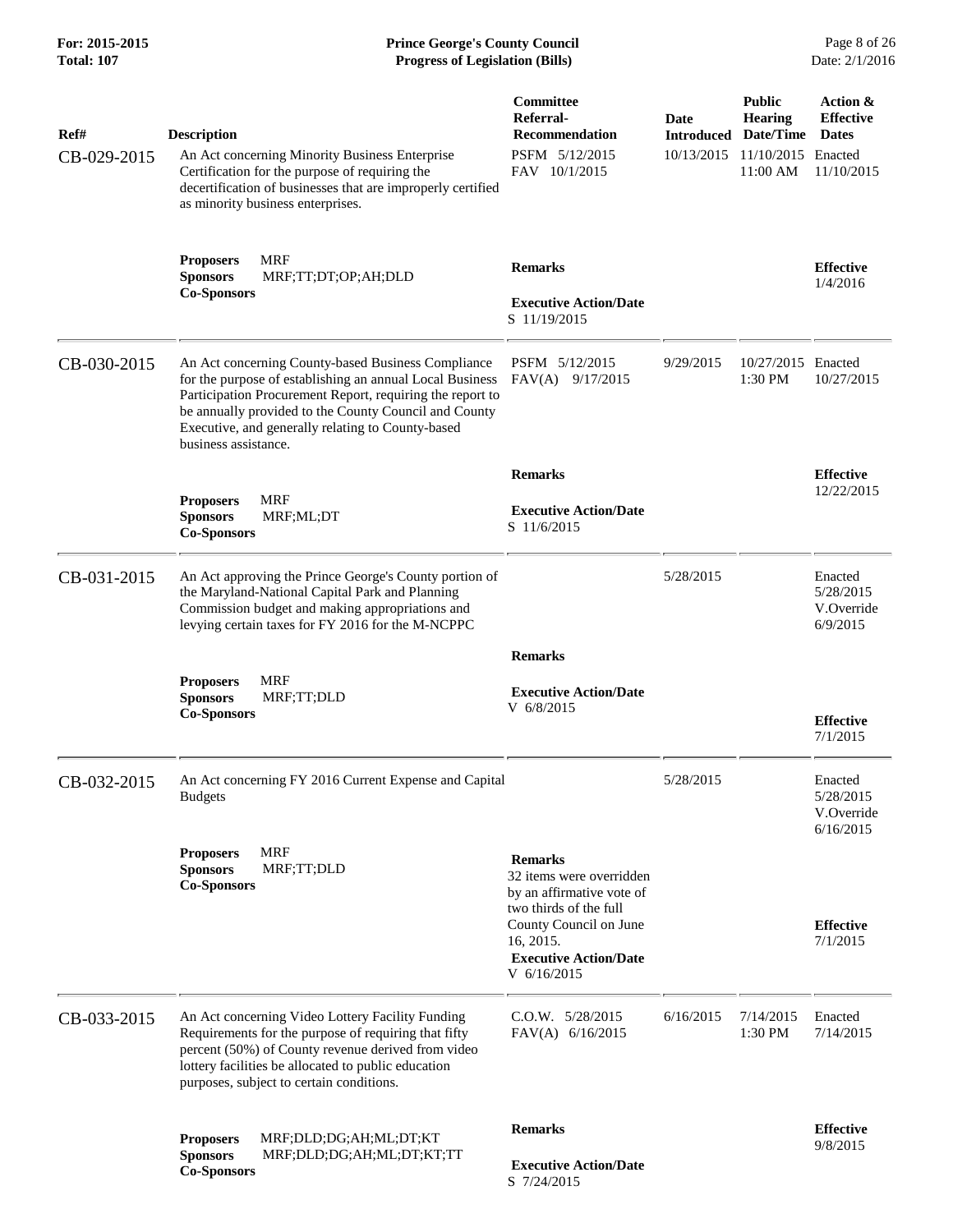| Ref# | Description | Committee Referral-Recommendation | Date Introduced | Public Hearing Date/Time | Action & Effective Dates |
|---|---|---|---|---|---|
| CB-029-2015 | An Act concerning Minority Business Enterprise Certification for the purpose of requiring the decertification of businesses that are improperly certified as minority business enterprises. | PSFM 5/12/2015<br>FAV 10/1/2015 | 10/13/2015 | 11/10/2015<br>11:00 AM | Enacted<br>11/10/2015 |
| | **Proposers** MRF<br>**Sponsors** MRF;TT;DT;OP;AH;DLD<br>**Co-Sponsors** | **Remarks**<br><br>**Executive Action/Date**<br>S 11/19/2015 | | | **Effective**<br>1/4/2016 |
| CB-030-2015 | An Act concerning County-based Business Compliance for the purpose of establishing an annual Local Business Participation Procurement Report, requiring the report to be annually provided to the County Council and County Executive, and generally relating to County-based business assistance. | PSFM 5/12/2015<br>FAV(A) 9/17/2015 | 9/29/2015 | 10/27/2015<br>1:30 PM | Enacted<br>10/27/2015 |
| | **Proposers** MRF<br>**Sponsors** MRF;ML;DT<br>**Co-Sponsors** | **Remarks**<br><br>**Executive Action/Date**<br>S 11/6/2015 | | | **Effective**<br>12/22/2015 |
| CB-031-2015 | An Act approving the Prince George's County portion of the Maryland-National Capital Park and Planning Commission budget and making appropriations and levying certain taxes for FY 2016 for the M-NCPPC | | 5/28/2015 | | Enacted<br>5/28/2015<br>V.Override<br>6/9/2015 |
| | **Proposers** MRF<br>**Sponsors** MRF;TT;DLD<br>**Co-Sponsors** | **Remarks**<br><br>**Executive Action/Date**<br>V 6/8/2015 | | | **Effective**<br>7/1/2015 |
| CB-032-2015 | An Act concerning FY 2016 Current Expense and Capital Budgets | | 5/28/2015 | | Enacted<br>5/28/2015<br>V.Override<br>6/16/2015 |
| | **Proposers** MRF<br>**Sponsors** MRF;TT;DLD<br>**Co-Sponsors** | **Remarks**<br>32 items were overridden by an affirmative vote of two thirds of the full County Council on June 16, 2015.<br>**Executive Action/Date**<br>V 6/16/2015 | | | **Effective**<br>7/1/2015 |
| CB-033-2015 | An Act concerning Video Lottery Facility Funding Requirements for the purpose of requiring that fifty percent (50%) of County revenue derived from video lottery facilities be allocated to public education purposes, subject to certain conditions. | C.O.W. 5/28/2015<br>FAV(A) 6/16/2015 | 6/16/2015 | 7/14/2015<br>1:30 PM | Enacted<br>7/14/2015 |
| | **Proposers** MRF;DLD;DG;AH;ML;DT;KT<br>**Sponsors** MRF;DLD;DG;AH;ML;DT;KT;TT<br>**Co-Sponsors** | **Remarks**<br><br>**Executive Action/Date**<br>S 7/24/2015 | | | **Effective**<br>9/8/2015 |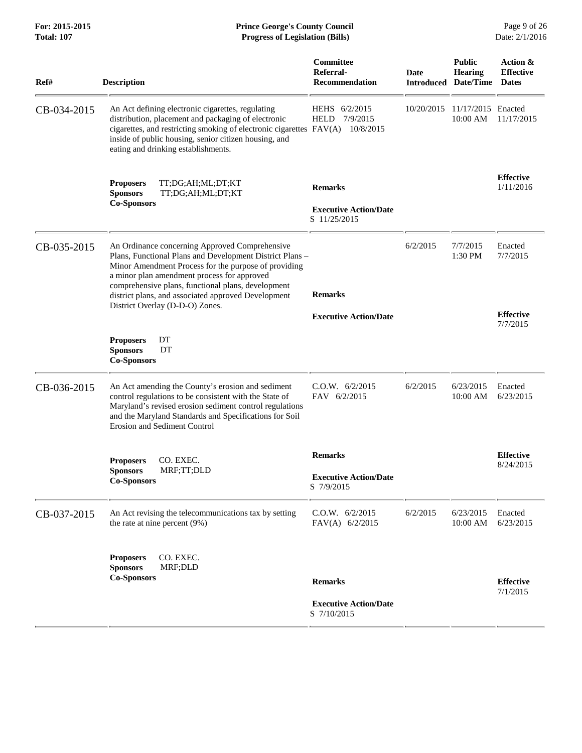| Ref# | Description | Committee Referral-Recommendation | Date Introduced | Public Hearing Date/Time | Action & Effective Dates |
|---|---|---|---|---|---|
| CB-034-2015 | An Act defining electronic cigarettes, regulating distribution, placement and packaging of electronic cigarettes, and restricting smoking of electronic cigarettes inside of public housing, senior citizen housing, and eating and drinking establishments. | HEHS 6/2/2015<br>HELD 7/9/2015<br>FAV(A) 10/8/2015 | 10/20/2015 | 11/17/2015 10:00 AM | Enacted 11/17/2015 |
| | **Proposers** TT;DG;AH;ML;DT;KT<br>**Sponsors** TT;DG;AH;ML;DT;KT<br>**Co-Sponsors** | **Remarks**<br>**Executive Action/Date**<br>S 11/25/2015 | | | **Effective** 1/11/2016 |
| CB-035-2015 | An Ordinance concerning Approved Comprehensive Plans, Functional Plans and Development District Plans – Minor Amendment Process for the purpose of providing a minor plan amendment process for approved comprehensive plans, functional plans, development district plans, and associated approved Development District Overlay (D-D-O) Zones. | | 6/2/2015 | 7/7/2015 1:30 PM | Enacted 7/7/2015 |
| | **Proposers** DT<br>**Sponsors** DT<br>**Co-Sponsors** | **Remarks**<br>**Executive Action/Date** | | | **Effective** 7/7/2015 |
| CB-036-2015 | An Act amending the County's erosion and sediment control regulations to be consistent with the State of Maryland's revised erosion sediment control regulations and the Maryland Standards and Specifications for Soil Erosion and Sediment Control | C.O.W. 6/2/2015<br>FAV 6/2/2015 | 6/2/2015 | 6/23/2015 10:00 AM | Enacted 6/23/2015 |
| | **Proposers** CO. EXEC.<br>**Sponsors** MRF;TT;DLD<br>**Co-Sponsors** | **Remarks**<br>**Executive Action/Date**<br>S 7/9/2015 | | | **Effective** 8/24/2015 |
| CB-037-2015 | An Act revising the telecommunications tax by setting the rate at nine percent (9%) | C.O.W. 6/2/2015<br>FAV(A) 6/2/2015 | 6/2/2015 | 6/23/2015 10:00 AM | Enacted 6/23/2015 |
| | **Proposers** CO. EXEC.<br>**Sponsors** MRF;DLD<br>**Co-Sponsors** | **Remarks**<br>**Executive Action/Date**<br>S 7/10/2015 | | | **Effective** 7/1/2015 |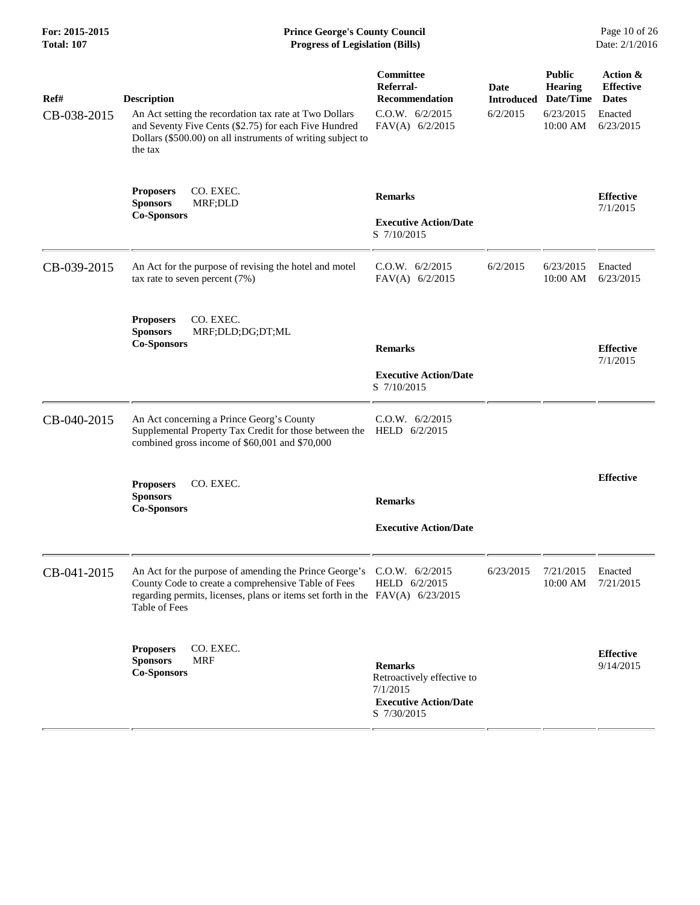| Ref# | Description | Committee Referral-Recommendation | Date Introduced | Public Hearing Date/Time | Action & Effective Dates |
|---|---|---|---|---|---|
| CB-038-2015 | An Act setting the recordation tax rate at Two Dollars and Seventy Five Cents ($2.75) for each Five Hundred Dollars ($500.00) on all instruments of writing subject to the tax | C.O.W. 6/2/2015<br>FAV(A) 6/2/2015 | 6/2/2015 | 6/23/2015<br>10:00 AM | Enacted<br>6/23/2015 |
| | **Proposers** CO. EXEC.<br>**Sponsors** MRF;DLD<br>**Co-Sponsors** | **Remarks**<br><br>**Executive Action/Date**<br>S 7/10/2015 | | | **Effective**<br>7/1/2015 |
| CB-039-2015 | An Act for the purpose of revising the hotel and motel tax rate to seven percent (7%) | C.O.W. 6/2/2015<br>FAV(A) 6/2/2015 | 6/2/2015 | 6/23/2015<br>10:00 AM | Enacted<br>6/23/2015 |
| | **Proposers** CO. EXEC.<br>**Sponsors** MRF;DLD;DG;DT;ML<br>**Co-Sponsors** | **Remarks**<br><br>**Executive Action/Date**<br>S 7/10/2015 | | | **Effective**<br>7/1/2015 |
| CB-040-2015 | An Act concerning a Prince Georg's County Supplemental Property Tax Credit for those between the combined gross income of $60,001 and $70,000 | C.O.W. 6/2/2015<br>HELD 6/2/2015 | | | |
| | **Proposers** CO. EXEC.<br>**Sponsors**<br>**Co-Sponsors** | **Remarks**<br><br>**Executive Action/Date** | | | **Effective** |
| CB-041-2015 | An Act for the purpose of amending the Prince George's County Code to create a comprehensive Table of Fees regarding permits, licenses, plans or items set forth in the Table of Fees | C.O.W. 6/2/2015<br>HELD 6/2/2015<br>FAV(A) 6/23/2015 | 6/23/2015 | 7/21/2015<br>10:00 AM | Enacted<br>7/21/2015 |
| | **Proposers** CO. EXEC.<br>**Sponsors** MRF<br>**Co-Sponsors** | **Remarks**<br>Retroactively effective to 7/1/2015<br>**Executive Action/Date**<br>S 7/30/2015 | | | **Effective**<br>9/14/2015 |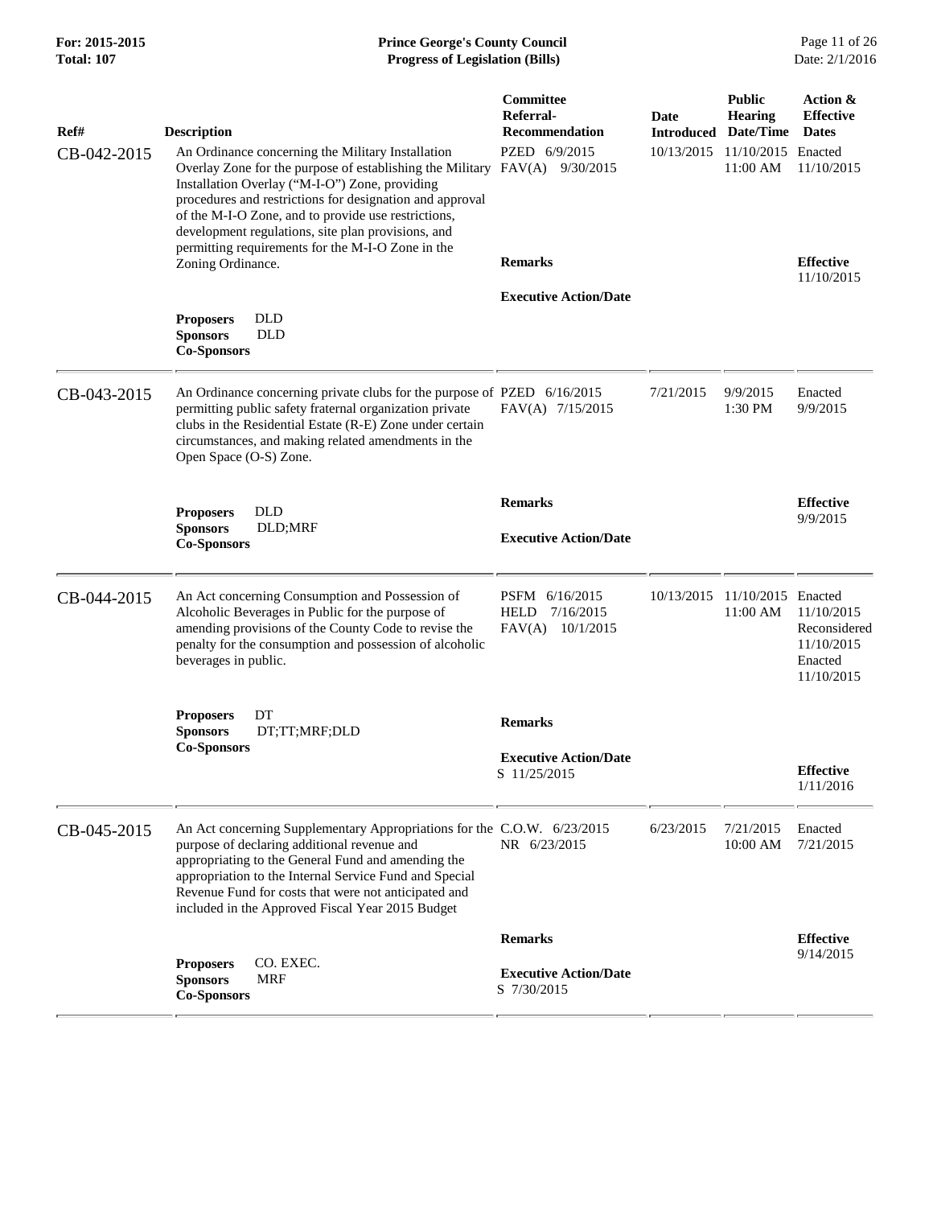| Ref# | Description | Committee Referral-Recommendation | Date Introduced | Public Hearing Date/Time | Action & Effective Dates |
|---|---|---|---|---|---|
| CB-042-2015 | An Ordinance concerning the Military Installation Overlay Zone for the purpose of establishing the Military Installation Overlay ("M-I-O") Zone, providing procedures and restrictions for designation and approval of the M-I-O Zone, and to provide use restrictions, development regulations, site plan provisions, and permitting requirements for the M-I-O Zone in the Zoning Ordinance. | PZED 6/9/2015<br>FAV(A) 9/30/2015 | 10/13/2015 | 11/10/2015<br>11:00 AM | Enacted<br>11/10/2015 |
| | **Proposers** DLD<br>**Sponsors** DLD<br>**Co-Sponsors** | **Remarks**<br><br>**Executive Action/Date** | | | **Effective**<br>11/10/2015 |
| CB-043-2015 | An Ordinance concerning private clubs for the purpose of permitting public safety fraternal organization private clubs in the Residential Estate (R-E) Zone under certain circumstances, and making related amendments in the Open Space (O-S) Zone. | PZED 6/16/2015<br>FAV(A) 7/15/2015 | 7/21/2015 | 9/9/2015<br>1:30 PM | Enacted<br>9/9/2015 |
| | **Proposers** DLD<br>**Sponsors** DLD;MRF<br>**Co-Sponsors** | **Remarks**<br><br>**Executive Action/Date** | | | **Effective**<br>9/9/2015 |
| CB-044-2015 | An Act concerning Consumption and Possession of Alcoholic Beverages in Public for the purpose of amending provisions of the County Code to revise the penalty for the consumption and possession of alcoholic beverages in public. | PSFM 6/16/2015<br>HELD 7/16/2015<br>FAV(A) 10/1/2015 | 10/13/2015 | 11/10/2015<br>11:00 AM | Enacted<br>11/10/2015<br>Reconsidered<br>11/10/2015<br>Enacted<br>11/10/2015 |
| | **Proposers** DT<br>**Sponsors** DT;TT;MRF;DLD<br>**Co-Sponsors** | **Remarks**<br><br>**Executive Action/Date**<br>S 11/25/2015 | | | **Effective**<br>1/11/2016 |
| CB-045-2015 | An Act concerning Supplementary Appropriations for the purpose of declaring additional revenue and appropriating to the General Fund and amending the appropriation to the Internal Service Fund and Special Revenue Fund for costs that were not anticipated and included in the Approved Fiscal Year 2015 Budget | C.O.W. 6/23/2015<br>NR 6/23/2015 | 6/23/2015 | 7/21/2015<br>10:00 AM | Enacted<br>7/21/2015 |
| | **Proposers** CO. EXEC.<br>**Sponsors** MRF<br>**Co-Sponsors** | **Remarks**<br><br>**Executive Action/Date**<br>S 7/30/2015 | | | **Effective**<br>9/14/2015 |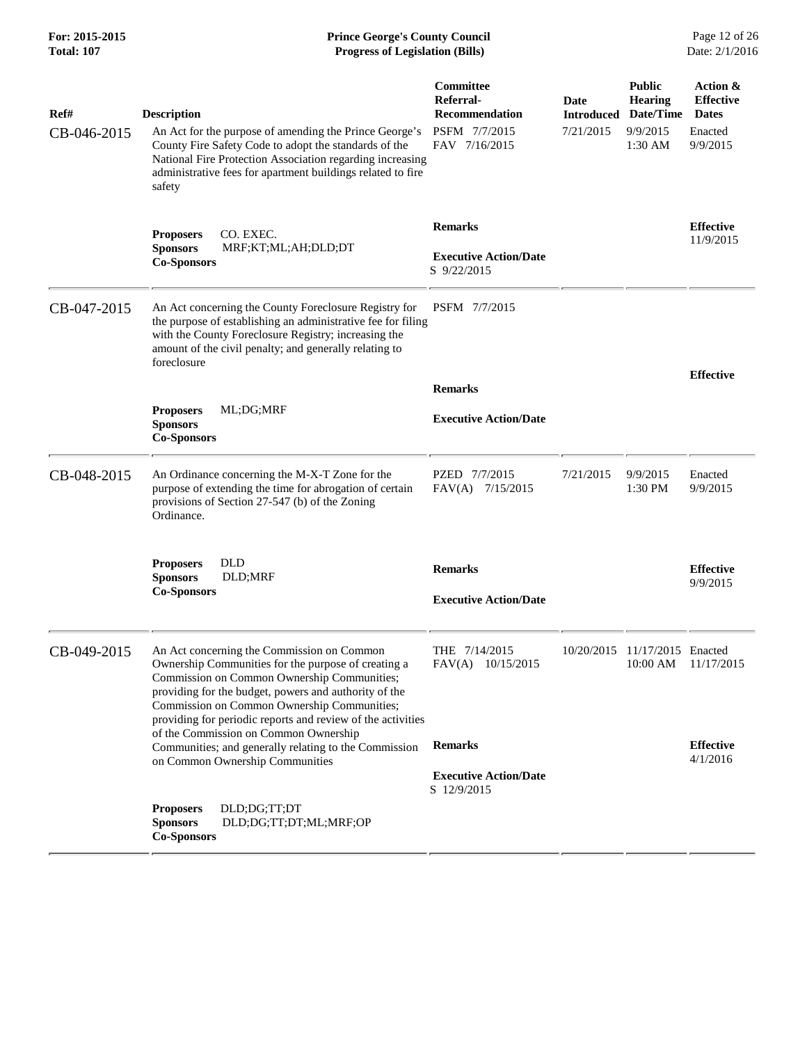| Ref# | Description | Committee Referral-Recommendation | Date Introduced | Public Hearing Date/Time | Action & Effective Dates |
|---|---|---|---|---|---|
| CB-046-2015 | An Act for the purpose of amending the Prince George's County Fire Safety Code to adopt the standards of the National Fire Protection Association regarding increasing administrative fees for apartment buildings related to fire safety | PSFM 7/7/2015<br>FAV 7/16/2015 | 7/21/2015 | 9/9/2015<br>1:30 AM | Enacted<br>9/9/2015 |
| | **Proposers** CO. EXEC.<br>**Sponsors** MRF;KT;ML;AH;DLD;DT<br>**Co-Sponsors** | **Remarks**<br><br>**Executive Action/Date**<br>S 9/22/2015 | | | **Effective**<br>11/9/2015 |
| CB-047-2015 | An Act concerning the County Foreclosure Registry for the purpose of establishing an administrative fee for filing with the County Foreclosure Registry; increasing the amount of the civil penalty; and generally relating to foreclosure | PSFM 7/7/2015 | | | |
| | **Proposers** ML;DG;MRF<br>**Sponsors**<br>**Co-Sponsors** | **Remarks**<br><br>**Executive Action/Date** | | | **Effective** |
| CB-048-2015 | An Ordinance concerning the M-X-T Zone for the purpose of extending the time for abrogation of certain provisions of Section 27-547 (b) of the Zoning Ordinance. | PZED 7/7/2015<br>FAV(A) 7/15/2015 | 7/21/2015 | 9/9/2015<br>1:30 PM | Enacted<br>9/9/2015 |
| | **Proposers** DLD<br>**Sponsors** DLD;MRF<br>**Co-Sponsors** | **Remarks**<br><br>**Executive Action/Date** | | | **Effective**<br>9/9/2015 |
| CB-049-2015 | An Act concerning the Commission on Common Ownership Communities for the purpose of creating a Commission on Common Ownership Communities; providing for the budget, powers and authority of the Commission on Common Ownership Communities; providing for periodic reports and review of the activities of the Commission on Common Ownership Communities; and generally relating to the Commission on Common Ownership Communities | THE 7/14/2015<br>FAV(A) 10/15/2015 | 10/20/2015 | 11/17/2015<br>10:00 AM | Enacted<br>11/17/2015 |
| | **Proposers** DLD;DG;TT;DT<br>**Sponsors** DLD;DG;TT;DT;ML;MRF;OP<br>**Co-Sponsors** | **Remarks**<br><br>**Executive Action/Date**<br>S 12/9/2015 | | | **Effective**<br>4/1/2016 |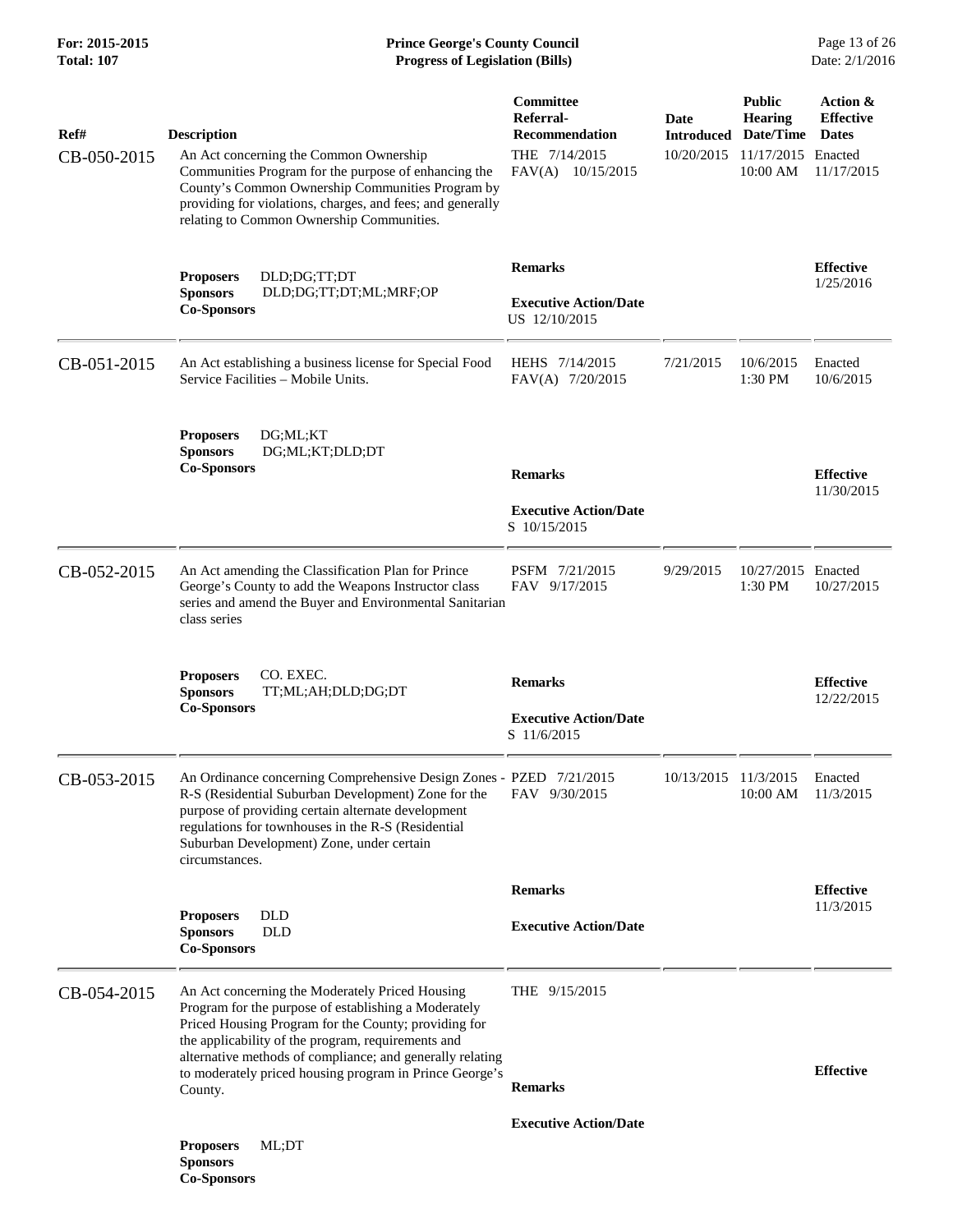| Ref# | Description | Committee Referral-Recommendation | Date Introduced | Public Hearing Date/Time | Action & Effective Dates |
|---|---|---|---|---|---|
| CB-050-2015 | An Act concerning the Common Ownership Communities Program for the purpose of enhancing the County's Common Ownership Communities Program by providing for violations, charges, and fees; and generally relating to Common Ownership Communities. | THE 7/14/2015<br>FAV(A) 10/15/2015 | 10/20/2015 | 11/17/2015<br>10:00 AM | Enacted<br>11/17/2015 |
| | **Proposers** DLD;DG;TT;DT<br>**Sponsors** DLD;DG;TT;DT;ML;MRF;OP<br>**Co-Sponsors** | **Remarks**<br><br>**Executive Action/Date**<br>US 12/10/2015 | | | **Effective**<br>1/25/2016 |
| CB-051-2015 | An Act establishing a business license for Special Food Service Facilities – Mobile Units. | HEHS 7/14/2015<br>FAV(A) 7/20/2015 | 7/21/2015 | 10/6/2015<br>1:30 PM | Enacted<br>10/6/2015 |
| | **Proposers** DG;ML;KT<br>**Sponsors** DG;ML;KT;DLD;DT<br>**Co-Sponsors** | **Remarks**<br><br>**Executive Action/Date**<br>S 10/15/2015 | | | **Effective**<br>11/30/2015 |
| CB-052-2015 | An Act amending the Classification Plan for Prince George's County to add the Weapons Instructor class series and amend the Buyer and Environmental Sanitarian class series | PSFM 7/21/2015<br>FAV 9/17/2015 | 9/29/2015 | 10/27/2015<br>1:30 PM | Enacted<br>10/27/2015 |
| | **Proposers** CO. EXEC.<br>**Sponsors** TT;ML;AH;DLD;DG;DT<br>**Co-Sponsors** | **Remarks**<br><br>**Executive Action/Date**<br>S 11/6/2015 | | | **Effective**<br>12/22/2015 |
| CB-053-2015 | An Ordinance concerning Comprehensive Design Zones - R-S (Residential Suburban Development) Zone for the purpose of providing certain alternate development regulations for townhouses in the R-S (Residential Suburban Development) Zone, under certain circumstances. | PZED 7/21/2015<br>FAV 9/30/2015 | 10/13/2015 | 11/3/2015<br>10:00 AM | Enacted<br>11/3/2015 |
| | **Proposers** DLD<br>**Sponsors** DLD<br>**Co-Sponsors** | **Remarks**<br><br>**Executive Action/Date** | | | **Effective**<br>11/3/2015 |
| CB-054-2015 | An Act concerning the Moderately Priced Housing Program for the purpose of establishing a Moderately Priced Housing Program for the County; providing for the applicability of the program, requirements and alternative methods of compliance; and generally relating to moderately priced housing program in Prince George's County. | THE 9/15/2015 | | | |
| | **Proposers** ML;DT<br>**Sponsors**<br>**Co-Sponsors** | **Remarks**<br><br>**Executive Action/Date** | | | **Effective** |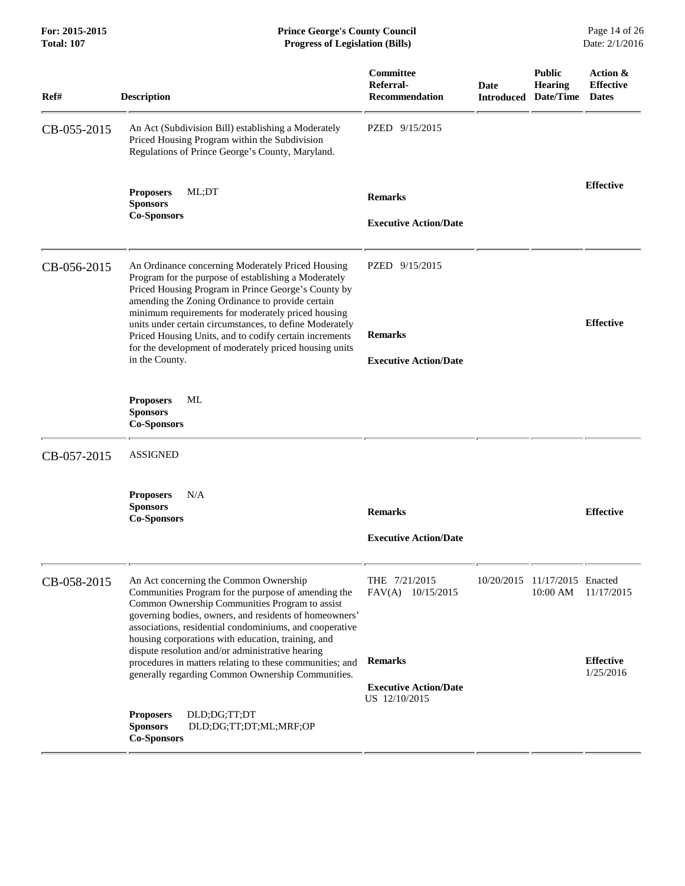| Ref# | Description | Committee Referral-Recommendation | Date Introduced | Public Hearing Date/Time | Action & Effective Dates |
|---|---|---|---|---|---|
| CB-055-2015 | An Act (Subdivision Bill) establishing a Moderately Priced Housing Program within the Subdivision Regulations of Prince George's County, Maryland. | PZED 9/15/2015 | | | |
| | **Proposers** ML;DT<br>**Sponsors**<br>**Co-Sponsors** | **Remarks**<br><br>**Executive Action/Date** | | | **Effective** |
| CB-056-2015 | An Ordinance concerning Moderately Priced Housing Program for the purpose of establishing a Moderately Priced Housing Program in Prince George's County by amending the Zoning Ordinance to provide certain minimum requirements for moderately priced housing units under certain circumstances, to define Moderately Priced Housing Units, and to codify certain increments for the development of moderately priced housing units in the County. | PZED 9/15/2015<br><br>**Remarks**<br><br>**Executive Action/Date** | | | **Effective** |
| | **Proposers** ML<br>**Sponsors**<br>**Co-Sponsors** | | | | |
| CB-057-2015 | ASSIGNED | | | | |
| | **Proposers** N/A<br>**Sponsors**<br>**Co-Sponsors** | **Remarks**<br><br>**Executive Action/Date** | | | **Effective** |
| CB-058-2015 | An Act concerning the Common Ownership Communities Program for the purpose of amending the Common Ownership Communities Program to assist governing bodies, owners, and residents of homeowners' associations, residential condominiums, and cooperative housing corporations with education, training, and dispute resolution and/or administrative hearing procedures in matters relating to these communities; and generally regarding Common Ownership Communities. | THE 7/21/2015<br>FAV(A) 10/15/2015<br><br>**Remarks**<br><br>**Executive Action/Date**<br>US 12/10/2015 | 10/20/2015 | 11/17/2015 10:00 AM | Enacted 11/17/2015<br><br>**Effective** 1/25/2016 |
| | **Proposers** DLD;DG;TT;DT<br>**Sponsors** DLD;DG;TT;DT;ML;MRF;OP<br>**Co-Sponsors** | | | | |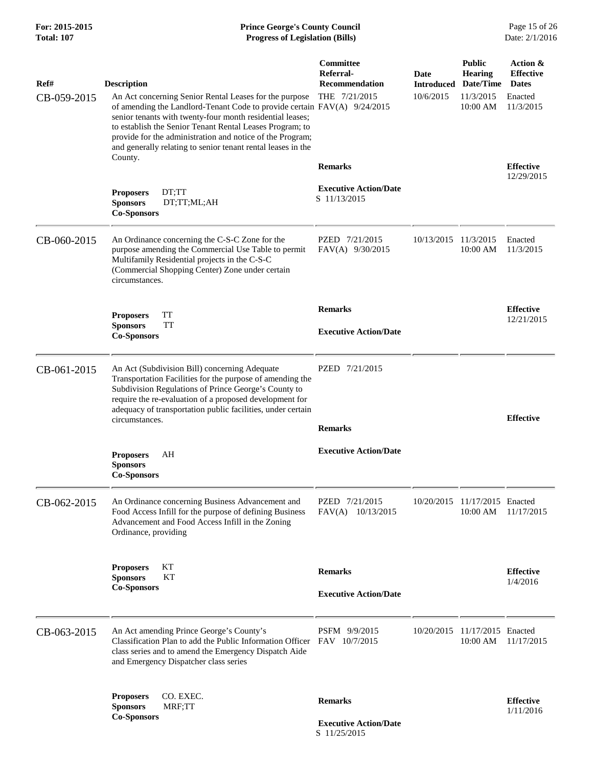| Ref# | Description | Committee Referral-Recommendation | Date Introduced | Public Hearing Date/Time | Action & Effective Dates |
|---|---|---|---|---|---|
| CB-059-2015 | An Act concerning Senior Rental Leases for the purpose of amending the Landlord-Tenant Code to provide certain senior tenants with twenty-four month residential leases; to establish the Senior Tenant Rental Leases Program; to provide for the administration and notice of the Program; and generally relating to senior tenant rental leases in the County. | THE 7/21/2015<br>FAV(A) 9/24/2015 | 10/6/2015 | 11/3/2015<br>10:00 AM | Enacted<br>11/3/2015 |
| | **Proposers** DT;TT<br>**Sponsors** DT;TT;ML;AH<br>**Co-Sponsors** | **Remarks**<br><br>**Executive Action/Date**<br>S 11/13/2015 | | | **Effective**<br>12/29/2015 |
| CB-060-2015 | An Ordinance concerning the C-S-C Zone for the purpose amending the Commercial Use Table to permit Multifamily Residential projects in the C-S-C (Commercial Shopping Center) Zone under certain circumstances. | PZED 7/21/2015<br>FAV(A) 9/30/2015 | 10/13/2015 | 11/3/2015<br>10:00 AM | Enacted<br>11/3/2015 |
| | **Proposers** TT<br>**Sponsors** TT<br>**Co-Sponsors** | **Remarks**<br><br>**Executive Action/Date** | | | **Effective**<br>12/21/2015 |
| CB-061-2015 | An Act (Subdivision Bill) concerning Adequate Transportation Facilities for the purpose of amending the Subdivision Regulations of Prince George's County to require the re-evaluation of a proposed development for adequacy of transportation public facilities, under certain circumstances. | PZED 7/21/2015 | | | |
| | **Proposers** AH<br>**Sponsors**<br>**Co-Sponsors** | **Remarks**<br><br>**Executive Action/Date** | | | **Effective** |
| CB-062-2015 | An Ordinance concerning Business Advancement and Food Access Infill for the purpose of defining Business Advancement and Food Access Infill in the Zoning Ordinance, providing | PZED 7/21/2015<br>FAV(A) 10/13/2015 | 10/20/2015 | 11/17/2015<br>10:00 AM | Enacted<br>11/17/2015 |
| | **Proposers** KT<br>**Sponsors** KT<br>**Co-Sponsors** | **Remarks**<br><br>**Executive Action/Date** | | | **Effective**<br>1/4/2016 |
| CB-063-2015 | An Act amending Prince George's County's Classification Plan to add the Public Information Officer class series and to amend the Emergency Dispatch Aide and Emergency Dispatcher class series | PSFM 9/9/2015<br>FAV 10/7/2015 | 10/20/2015 | 11/17/2015<br>10:00 AM | Enacted<br>11/17/2015 |
| | **Proposers** CO. EXEC.<br>**Sponsors** MRF;TT<br>**Co-Sponsors** | **Remarks**<br><br>**Executive Action/Date**<br>S 11/25/2015 | | | **Effective**<br>1/11/2016 |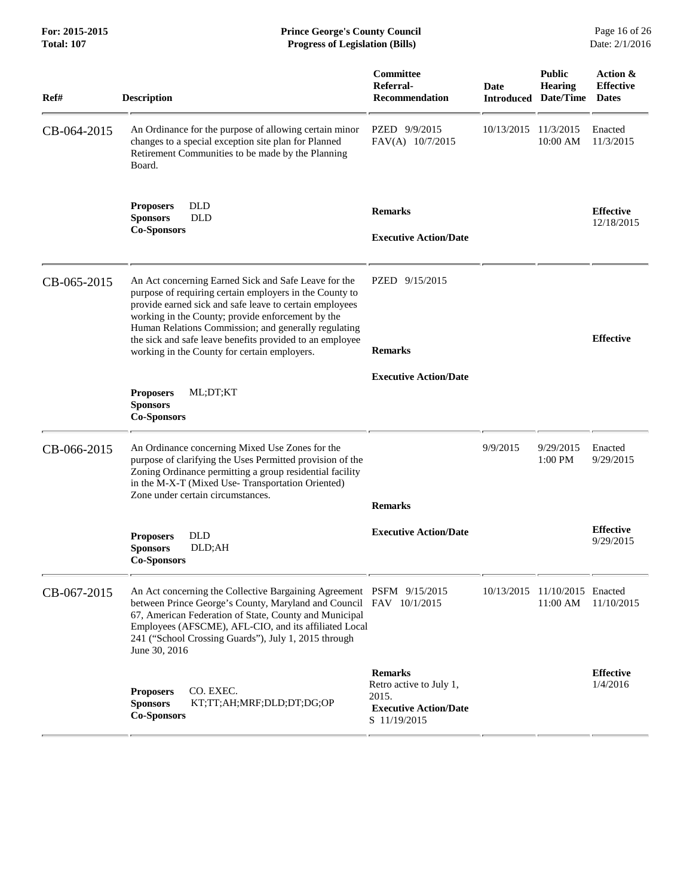| Ref# | Description | Committee Referral-Recommendation | Date Introduced | Public Hearing Date/Time | Action & Effective Dates |
|---|---|---|---|---|---|
| CB-064-2015 | An Ordinance for the purpose of allowing certain minor changes to a special exception site plan for Planned Retirement Communities to be made by the Planning Board. | PZED 9/9/2015 FAV(A) 10/7/2015 | 10/13/2015 | 11/3/2015 10:00 AM | Enacted 11/3/2015 |
| | **Proposers** DLD **Sponsors** DLD **Co-Sponsors** | **Remarks** **Executive Action/Date** | | | **Effective** 12/18/2015 |
| CB-065-2015 | An Act concerning Earned Sick and Safe Leave for the purpose of requiring certain employers in the County to provide earned sick and safe leave to certain employees working in the County; provide enforcement by the Human Relations Commission; and generally regulating the sick and safe leave benefits provided to an employee working in the County for certain employers. | PZED 9/15/2015 | | | |
| | **Proposers** ML;DT;KT **Sponsors** **Co-Sponsors** | **Remarks** **Executive Action/Date** | | | **Effective** |
| CB-066-2015 | An Ordinance concerning Mixed Use Zones for the purpose of clarifying the Uses Permitted provision of the Zoning Ordinance permitting a group residential facility in the M-X-T (Mixed Use- Transportation Oriented) Zone under certain circumstances. | | 9/9/2015 | 9/29/2015 1:00 PM | Enacted 9/29/2015 |
| | **Proposers** DLD **Sponsors** DLD;AH **Co-Sponsors** | **Remarks** **Executive Action/Date** | | | **Effective** 9/29/2015 |
| CB-067-2015 | An Act concerning the Collective Bargaining Agreement between Prince George's County, Maryland and Council 67, American Federation of State, County and Municipal Employees (AFSCME), AFL-CIO, and its affiliated Local 241 ("School Crossing Guards"), July 1, 2015 through June 30, 2016 | PSFM 9/15/2015 FAV 10/1/2015 | 10/13/2015 | 11/10/2015 11:00 AM | Enacted 11/10/2015 |
| | **Proposers** CO. EXEC. **Sponsors** KT;TT;AH;MRF;DLD;DT;DG;OP **Co-Sponsors** | **Remarks** Retro active to July 1, 2015. **Executive Action/Date** S 11/19/2015 | | | **Effective** 1/4/2016 |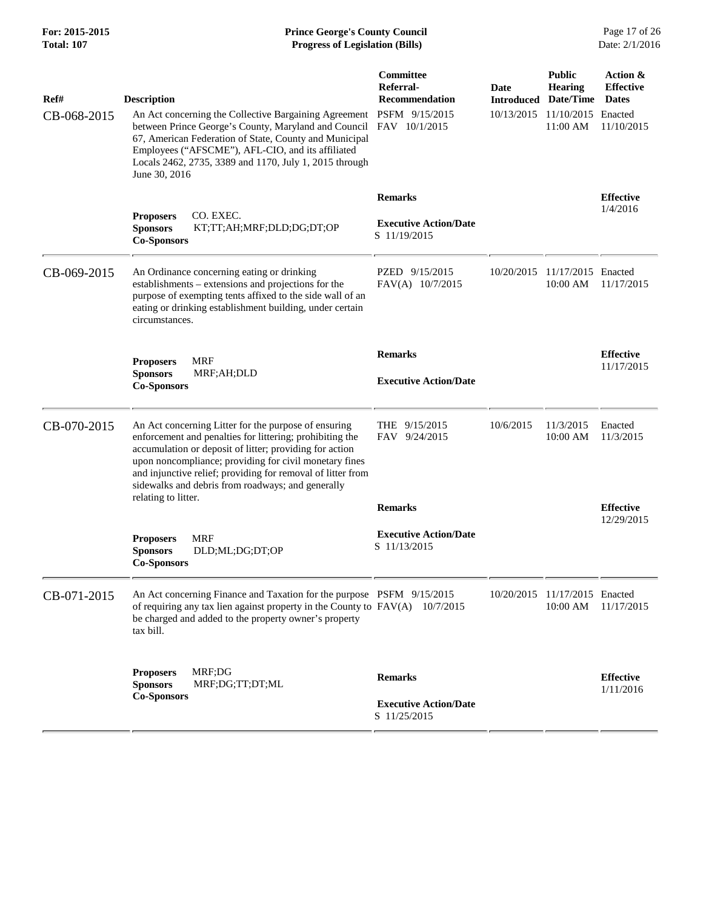| Ref# | Description | Committee Referral-Recommendation | Date Introduced | Public Hearing Date/Time | Action & Effective Dates |
|---|---|---|---|---|---|
| CB-068-2015 | An Act concerning the Collective Bargaining Agreement between Prince George's County, Maryland and Council 67, American Federation of State, County and Municipal Employees ("AFSCME"), AFL-CIO, and its affiliated Locals 2462, 2735, 3389 and 1170, July 1, 2015 through June 30, 2016 | PSFM 9/15/2015<br>FAV 10/1/2015 | 10/13/2015 | 11/10/2015<br>11:00 AM | Enacted<br>11/10/2015 |
| | **Proposers** CO. EXEC.<br>**Sponsors** KT;TT;AH;MRF;DLD;DG;DT;OP<br>**Co-Sponsors** | **Remarks**<br><br>**Executive Action/Date**<br>S 11/19/2015 | | | **Effective**<br>1/4/2016 |
| CB-069-2015 | An Ordinance concerning eating or drinking establishments – extensions and projections for the purpose of exempting tents affixed to the side wall of an eating or drinking establishment building, under certain circumstances. | PZED 9/15/2015<br>FAV(A) 10/7/2015 | 10/20/2015 | 11/17/2015<br>10:00 AM | Enacted<br>11/17/2015 |
| | **Proposers** MRF<br>**Sponsors** MRF;AH;DLD<br>**Co-Sponsors** | **Remarks**<br><br>**Executive Action/Date** | | | **Effective**<br>11/17/2015 |
| CB-070-2015 | An Act concerning Litter for the purpose of ensuring enforcement and penalties for littering; prohibiting the accumulation or deposit of litter; providing for action upon noncompliance; providing for civil monetary fines and injunctive relief; providing for removal of litter from sidewalks and debris from roadways; and generally relating to litter. | THE 9/15/2015<br>FAV 9/24/2015 | 10/6/2015 | 11/3/2015<br>10:00 AM | Enacted<br>11/3/2015 |
| | **Proposers** MRF<br>**Sponsors** DLD;ML;DG;DT;OP<br>**Co-Sponsors** | **Remarks**<br><br>**Executive Action/Date**<br>S 11/13/2015 | | | **Effective**<br>12/29/2015 |
| CB-071-2015 | An Act concerning Finance and Taxation for the purpose of requiring any tax lien against property in the County to be charged and added to the property owner's property tax bill. | PSFM 9/15/2015<br>FAV(A) 10/7/2015 | 10/20/2015 | 11/17/2015<br>10:00 AM | Enacted<br>11/17/2015 |
| | **Proposers** MRF;DG<br>**Sponsors** MRF;DG;TT;DT;ML<br>**Co-Sponsors** | **Remarks**<br><br>**Executive Action/Date**<br>S 11/25/2015 | | | **Effective**<br>1/11/2016 |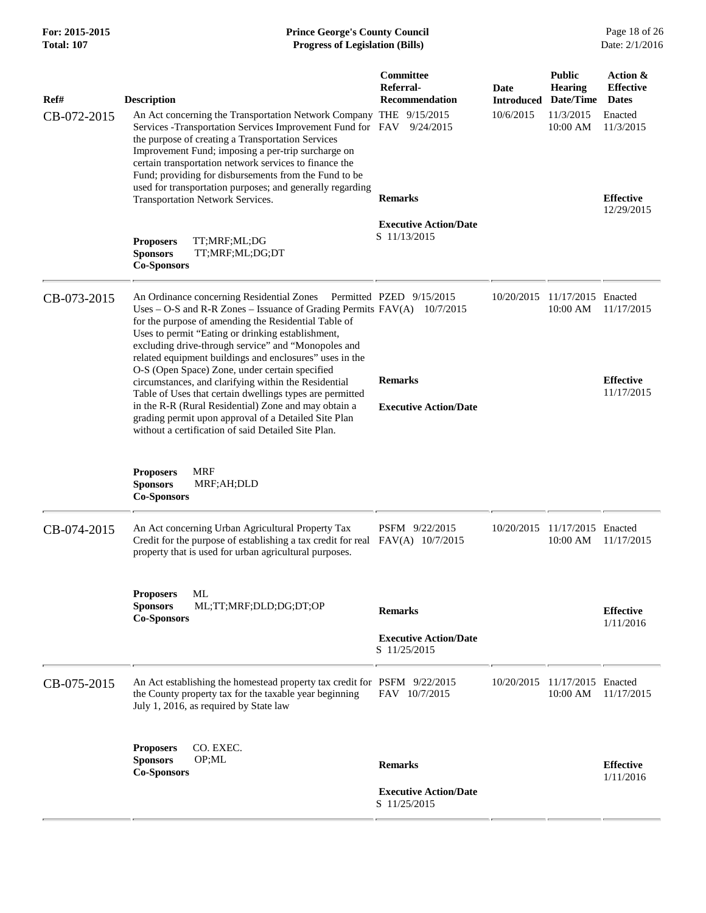| Ref# | Description | Committee Referral-Recommendation | Date Introduced | Public Hearing Date/Time | Action & Effective Dates |
|---|---|---|---|---|---|
| CB-072-2015 | An Act concerning the Transportation Network Company Services -Transportation Services Improvement Fund for the purpose of creating a Transportation Services Improvement Fund; imposing a per-trip surcharge on certain transportation network services to finance the Fund; providing for disbursements from the Fund to be used for transportation purposes; and generally regarding Transportation Network Services.<br><br>**Proposers** TT;MRF;ML;DG<br>**Sponsors** TT;MRF;ML;DG;DT<br>**Co-Sponsors** | THE 9/15/2015<br>FAV 9/24/2015<br><br>**Remarks**<br><br>**Executive Action/Date**<br>S 11/13/2015 | 10/6/2015 | 11/3/2015 10:00 AM | Enacted 11/3/2015<br><br>**Effective** 12/29/2015 |
| CB-073-2015 | An Ordinance concerning Residential Zones Permitted Uses – O-S and R-R Zones – Issuance of Grading Permits for the purpose of amending the Residential Table of Uses to permit "Eating or drinking establishment, excluding drive-through service" and "Monopoles and related equipment buildings and enclosures" uses in the O-S (Open Space) Zone, under certain specified circumstances, and clarifying within the Residential Table of Uses that certain dwellings types are permitted in the R-R (Rural Residential) Zone and may obtain a grading permit upon approval of a Detailed Site Plan without a certification of said Detailed Site Plan.<br><br>**Proposers** MRF<br>**Sponsors** MRF;AH;DLD<br>**Co-Sponsors** | PZED 9/15/2015<br>FAV(A) 10/7/2015<br><br>**Remarks**<br><br>**Executive Action/Date** | 10/20/2015 | 11/17/2015 10:00 AM | Enacted 11/17/2015<br><br>**Effective** 11/17/2015 |
| CB-074-2015 | An Act concerning Urban Agricultural Property Tax Credit for the purpose of establishing a tax credit for real property that is used for urban agricultural purposes.<br><br>**Proposers** ML<br>**Sponsors** ML;TT;MRF;DLD;DG;DT;OP<br>**Co-Sponsors** | PSFM 9/22/2015<br>FAV(A) 10/7/2015<br><br>**Remarks**<br><br>**Executive Action/Date**<br>S 11/25/2015 | 10/20/2015 | 11/17/2015 10:00 AM | Enacted 11/17/2015<br><br>**Effective** 1/11/2016 |
| CB-075-2015 | An Act establishing the homestead property tax credit for the County property tax for the taxable year beginning July 1, 2016, as required by State law<br><br>**Proposers** CO. EXEC.<br>**Sponsors** OP;ML<br>**Co-Sponsors** | PSFM 9/22/2015<br>FAV 10/7/2015<br><br>**Remarks**<br><br>**Executive Action/Date**<br>S 11/25/2015 | 10/20/2015 | 11/17/2015 10:00 AM | Enacted 11/17/2015<br><br>**Effective** 1/11/2016 |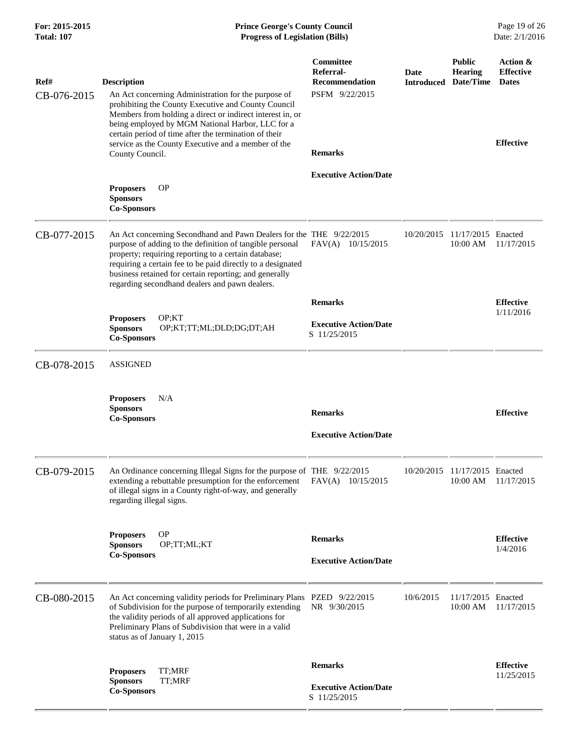| Ref# | Description | Committee Referral-Recommendation | Date Introduced | Public Hearing Date/Time | Action & Effective Dates |
|---|---|---|---|---|---|
| CB-076-2015 | An Act concerning Administration for the purpose of prohibiting the County Executive and County Council Members from holding a direct or indirect interest in, or being employed by MGM National Harbor, LLC for a certain period of time after the termination of their service as the County Executive and a member of the County Council. | PSFM 9/22/2015 | | | |
| | | **Remarks** | | | **Effective** |
| | **Proposers** OP<br>**Sponsors**<br>**Co-Sponsors** | **Executive Action/Date** | | | |
| CB-077-2015 | An Act concerning Secondhand and Pawn Dealers for the purpose of adding to the definition of tangible personal property; requiring reporting to a certain database; requiring a certain fee to be paid directly to a designated business retained for certain reporting; and generally regarding secondhand dealers and pawn dealers. | THE 9/22/2015<br>FAV(A) 10/15/2015 | 10/20/2015 | 11/17/2015 10:00 AM | Enacted 11/17/2015 |
| | | **Remarks** | | | **Effective** 1/11/2016 |
| | **Proposers** OP;KT<br>**Sponsors** OP;KT;TT;ML;DLD;DG;DT;AH<br>**Co-Sponsors** | **Executive Action/Date**<br>S 11/25/2015 | | | |
| CB-078-2015 | ASSIGNED | | | | |
| | **Proposers** N/A<br>**Sponsors**<br>**Co-Sponsors** | **Remarks** | | | **Effective** |
| | | **Executive Action/Date** | | | |
| CB-079-2015 | An Ordinance concerning Illegal Signs for the purpose of extending a rebuttable presumption for the enforcement of illegal signs in a County right-of-way, and generally regarding illegal signs. | THE 9/22/2015<br>FAV(A) 10/15/2015 | 10/20/2015 | 11/17/2015 10:00 AM | Enacted 11/17/2015 |
| | **Proposers** OP<br>**Sponsors** OP;TT;ML;KT<br>**Co-Sponsors** | **Remarks** | | | **Effective** 1/4/2016 |
| | | **Executive Action/Date** | | | |
| CB-080-2015 | An Act concerning validity periods for Preliminary Plans of Subdivision for the purpose of temporarily extending the validity periods of all approved applications for Preliminary Plans of Subdivision that were in a valid status as of January 1, 2015 | PZED 9/22/2015<br>NR 9/30/2015 | 10/6/2015 | 11/17/2015 10:00 AM | Enacted 11/17/2015 |
| | | **Remarks** | | | **Effective** 11/25/2015 |
| | **Proposers** TT;MRF<br>**Sponsors** TT;MRF<br>**Co-Sponsors** | **Executive Action/Date**<br>S 11/25/2015 | | | |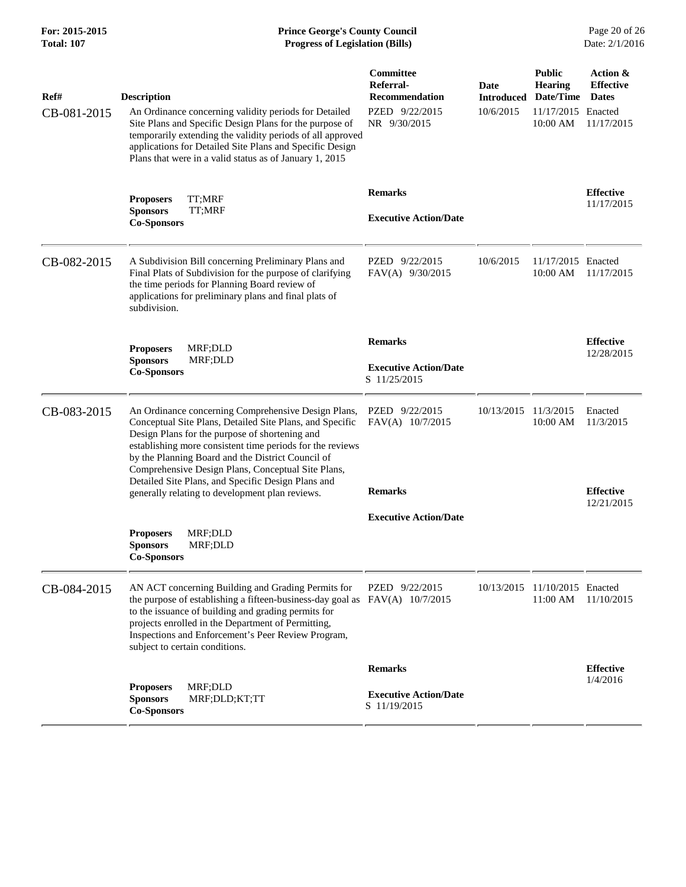| Ref# | Description | Committee Referral-Recommendation | Date Introduced | Public Hearing Date/Time | Action & Effective Dates |
| --- | --- | --- | --- | --- | --- |
| CB-081-2015 | An Ordinance concerning validity periods for Detailed Site Plans and Specific Design Plans for the purpose of temporarily extending the validity periods of all approved applications for Detailed Site Plans and Specific Design Plans that were in a valid status as of January 1, 2015 | PZED 9/22/2015<br>NR 9/30/2015 | 10/6/2015 | 11/17/2015<br>10:00 AM | Enacted<br>11/17/2015 |
| | **Proposers** TT;MRF<br>**Sponsors** TT;MRF<br>**Co-Sponsors** | **Remarks**<br><br>**Executive Action/Date** | | | **Effective**<br>11/17/2015 |
| CB-082-2015 | A Subdivision Bill concerning Preliminary Plans and Final Plats of Subdivision for the purpose of clarifying the time periods for Planning Board review of applications for preliminary plans and final plats of subdivision. | PZED 9/22/2015<br>FAV(A) 9/30/2015 | 10/6/2015 | 11/17/2015<br>10:00 AM | Enacted<br>11/17/2015 |
| | **Proposers** MRF;DLD<br>**Sponsors** MRF;DLD<br>**Co-Sponsors** | **Remarks**<br><br>**Executive Action/Date**<br>S 11/25/2015 | | | **Effective**<br>12/28/2015 |
| CB-083-2015 | An Ordinance concerning Comprehensive Design Plans, Conceptual Site Plans, Detailed Site Plans, and Specific Design Plans for the purpose of shortening and establishing more consistent time periods for the reviews by the Planning Board and the District Council of Comprehensive Design Plans, Conceptual Site Plans, Detailed Site Plans, and Specific Design Plans and generally relating to development plan reviews. | PZED 9/22/2015<br>FAV(A) 10/7/2015 | 10/13/2015 | 11/3/2015<br>10:00 AM | Enacted<br>11/3/2015 |
| | **Proposers** MRF;DLD<br>**Sponsors** MRF;DLD<br>**Co-Sponsors** | **Remarks**<br><br>**Executive Action/Date** | | | **Effective**<br>12/21/2015 |
| CB-084-2015 | AN ACT concerning Building and Grading Permits for the purpose of establishing a fifteen-business-day goal as to the issuance of building and grading permits for projects enrolled in the Department of Permitting, Inspections and Enforcement's Peer Review Program, subject to certain conditions. | PZED 9/22/2015<br>FAV(A) 10/7/2015 | 10/13/2015 | 11/10/2015<br>11:00 AM | Enacted<br>11/10/2015 |
| | **Proposers** MRF;DLD<br>**Sponsors** MRF;DLD;KT;TT<br>**Co-Sponsors** | **Remarks**<br><br>**Executive Action/Date**<br>S 11/19/2015 | | | **Effective**<br>1/4/2016 |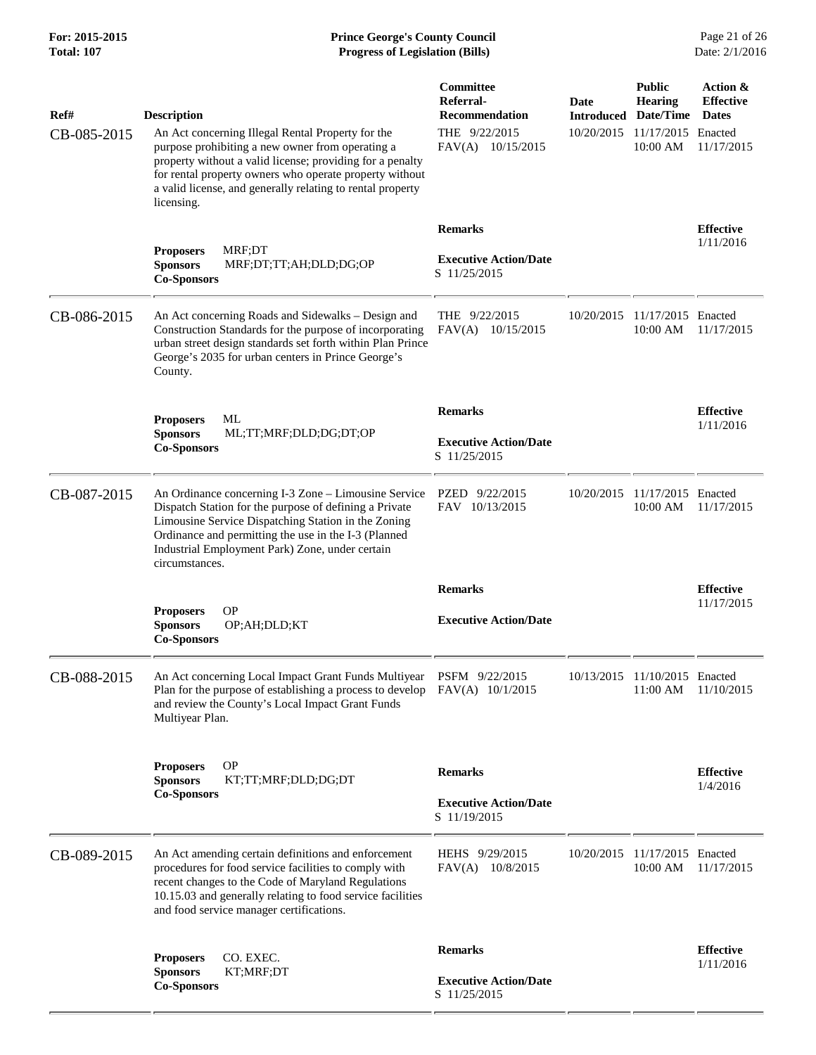| Ref# | Description | Committee Referral-Recommendation | Date Introduced | Public Hearing Date/Time | Action & Effective Dates |
|---|---|---|---|---|---|
| CB-085-2015 | An Act concerning Illegal Rental Property for the purpose prohibiting a new owner from operating a property without a valid license; providing for a penalty for rental property owners who operate property without a valid license, and generally relating to rental property licensing. | THE 9/22/2015<br>FAV(A) 10/15/2015 | 10/20/2015 | 11/17/2015<br>10:00 AM | Enacted<br>11/17/2015 |
| | **Proposers** MRF;DT<br>**Sponsors** MRF;DT;TT;AH;DLD;DG;OP<br>**Co-Sponsors** | **Remarks**<br><br>**Executive Action/Date**<br>S 11/25/2015 | | | **Effective**<br>1/11/2016 |
| CB-086-2015 | An Act concerning Roads and Sidewalks – Design and Construction Standards for the purpose of incorporating urban street design standards set forth within Plan Prince George's 2035 for urban centers in Prince George's County. | THE 9/22/2015<br>FAV(A) 10/15/2015 | 10/20/2015 | 11/17/2015<br>10:00 AM | Enacted<br>11/17/2015 |
| | **Proposers** ML<br>**Sponsors** ML;TT;MRF;DLD;DG;DT;OP<br>**Co-Sponsors** | **Remarks**<br><br>**Executive Action/Date**<br>S 11/25/2015 | | | **Effective**<br>1/11/2016 |
| CB-087-2015 | An Ordinance concerning I-3 Zone – Limousine Service Dispatch Station for the purpose of defining a Private Limousine Service Dispatching Station in the Zoning Ordinance and permitting the use in the I-3 (Planned Industrial Employment Park) Zone, under certain circumstances. | PZED 9/22/2015<br>FAV 10/13/2015 | 10/20/2015 | 11/17/2015<br>10:00 AM | Enacted<br>11/17/2015 |
| | **Proposers** OP<br>**Sponsors** OP;AH;DLD;KT<br>**Co-Sponsors** | **Remarks**<br><br>**Executive Action/Date** | | | **Effective**<br>11/17/2015 |
| CB-088-2015 | An Act concerning Local Impact Grant Funds Multiyear Plan for the purpose of establishing a process to develop and review the County's Local Impact Grant Funds Multiyear Plan. | PSFM 9/22/2015<br>FAV(A) 10/1/2015 | 10/13/2015 | 11/10/2015<br>11:00 AM | Enacted<br>11/10/2015 |
| | **Proposers** OP<br>**Sponsors** KT;TT;MRF;DLD;DG;DT<br>**Co-Sponsors** | **Remarks**<br><br>**Executive Action/Date**<br>S 11/19/2015 | | | **Effective**<br>1/4/2016 |
| CB-089-2015 | An Act amending certain definitions and enforcement procedures for food service facilities to comply with recent changes to the Code of Maryland Regulations 10.15.03 and generally relating to food service facilities and food service manager certifications. | HEHS 9/29/2015<br>FAV(A) 10/8/2015 | 10/20/2015 | 11/17/2015<br>10:00 AM | Enacted<br>11/17/2015 |
| | **Proposers** CO. EXEC.<br>**Sponsors** KT;MRF;DT<br>**Co-Sponsors** | **Remarks**<br><br>**Executive Action/Date**<br>S 11/25/2015 | | | **Effective**<br>1/11/2016 |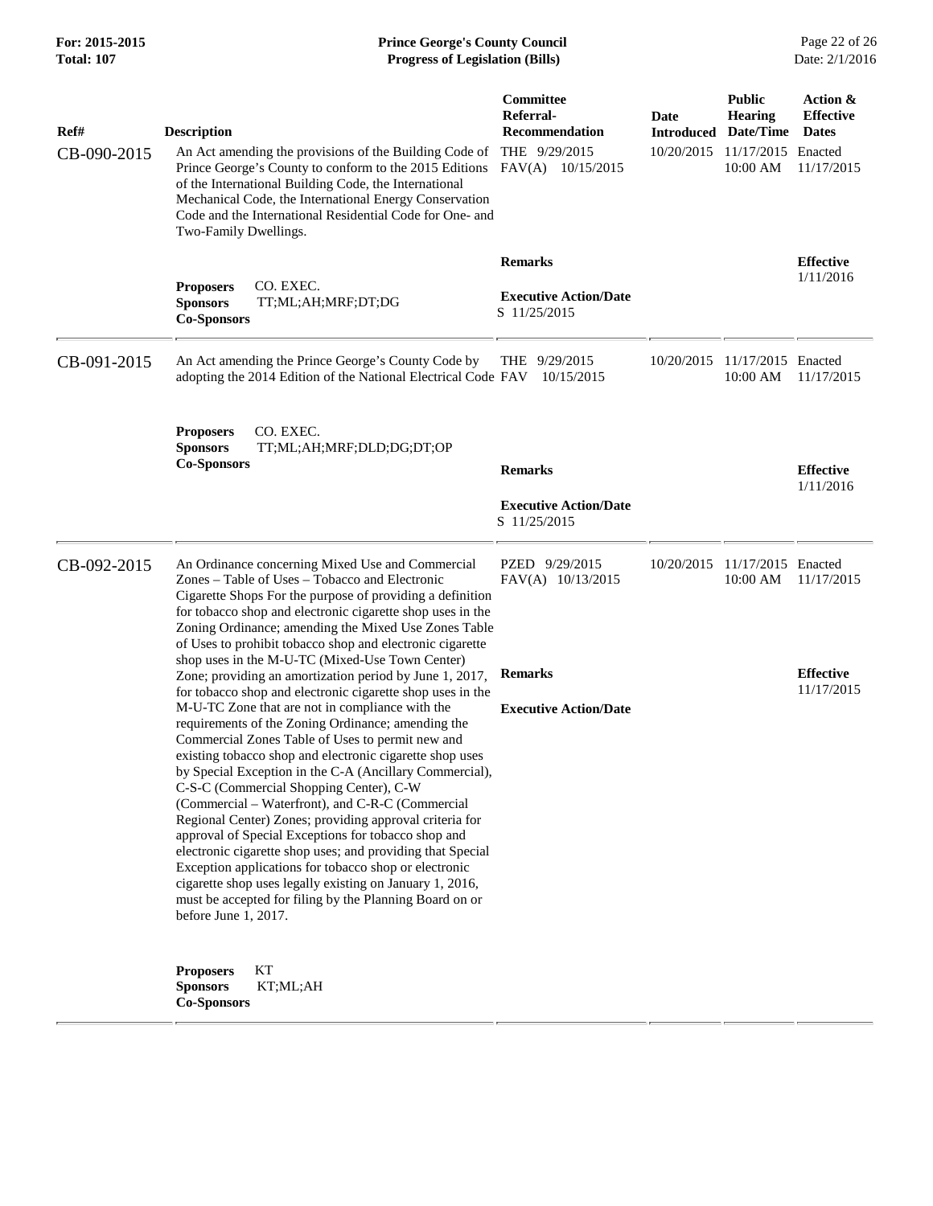| Ref# | Description | Committee Referral-Recommendation | Date Introduced | Public Hearing Date/Time | Action & Effective Dates |
|---|---|---|---|---|---|
| CB-090-2015 | An Act amending the provisions of the Building Code of Prince George's County to conform to the 2015 Editions of the International Building Code, the International Mechanical Code, the International Energy Conservation Code and the International Residential Code for One- and Two-Family Dwellings. | THE 9/29/2015<br>FAV(A) 10/15/2015 | 10/20/2015 | 11/17/2015<br>10:00 AM | Enacted<br>11/17/2015 |
| | **Proposers** CO. EXEC.<br>**Sponsors** TT;ML;AH;MRF;DT;DG<br>**Co-Sponsors** | **Remarks**<br><br>**Executive Action/Date**<br>S 11/25/2015 | | | **Effective**<br>1/11/2016 |
| CB-091-2015 | An Act amending the Prince George's County Code by adopting the 2014 Edition of the National Electrical Code | THE 9/29/2015<br>FAV 10/15/2015 | 10/20/2015 | 11/17/2015<br>10:00 AM | Enacted<br>11/17/2015 |
| | **Proposers** CO. EXEC.<br>**Sponsors** TT;ML;AH;MRF;DLD;DG;DT;OP<br>**Co-Sponsors** | **Remarks**<br><br>**Executive Action/Date**<br>S 11/25/2015 | | | **Effective**<br>1/11/2016 |
| CB-092-2015 | An Ordinance concerning Mixed Use and Commercial Zones – Table of Uses – Tobacco and Electronic Cigarette Shops For the purpose of providing a definition for tobacco shop and electronic cigarette shop uses in the Zoning Ordinance; amending the Mixed Use Zones Table of Uses to prohibit tobacco shop and electronic cigarette shop uses in the M-U-TC (Mixed-Use Town Center) Zone; providing an amortization period by June 1, 2017, for tobacco shop and electronic cigarette shop uses in the M-U-TC Zone that are not in compliance with the requirements of the Zoning Ordinance; amending the Commercial Zones Table of Uses to permit new and existing tobacco shop and electronic cigarette shop uses by Special Exception in the C-A (Ancillary Commercial), C-S-C (Commercial Shopping Center), C-W (Commercial – Waterfront), and C-R-C (Commercial Regional Center) Zones; providing approval criteria for approval of Special Exceptions for tobacco shop and electronic cigarette shop uses; and providing that Special Exception applications for tobacco shop or electronic cigarette shop uses legally existing on January 1, 2016, must be accepted for filing by the Planning Board on or before June 1, 2017. | PZED 9/29/2015<br>FAV(A) 10/13/2015 | 10/20/2015 | 11/17/2015<br>10:00 AM | Enacted<br>11/17/2015 |
| | **Proposers** KT<br>**Sponsors** KT;ML;AH<br>**Co-Sponsors** | **Remarks**<br><br>**Executive Action/Date** | | | **Effective**<br>11/17/2015 |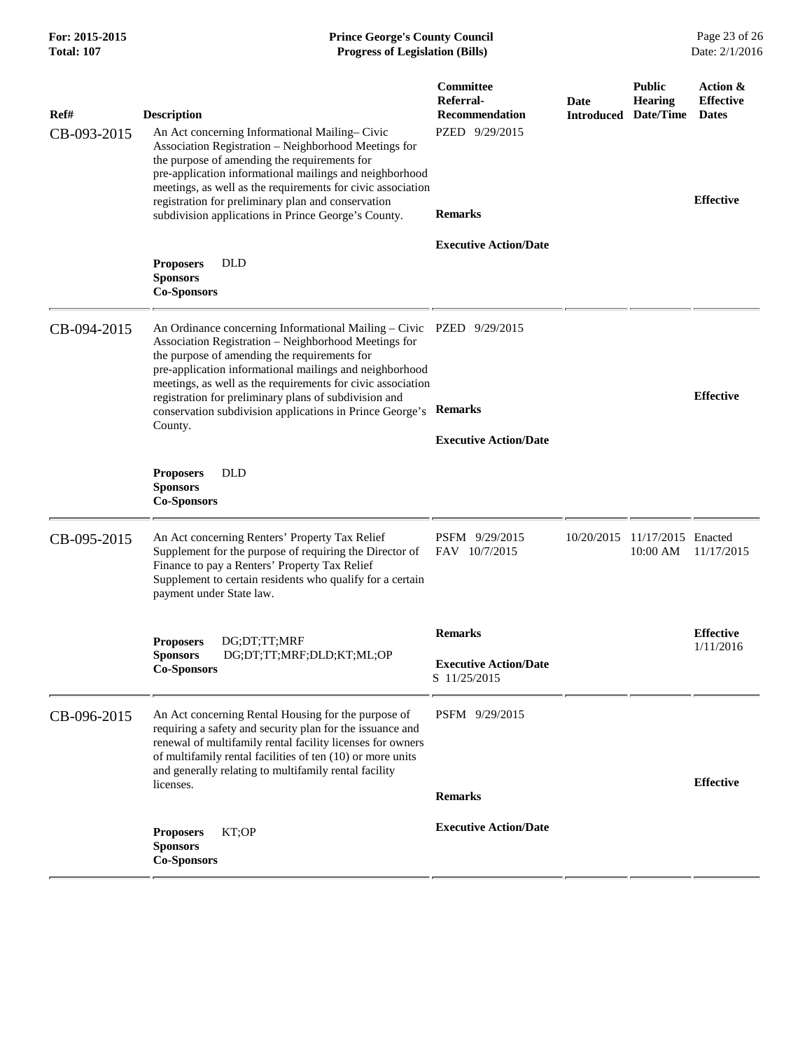| Ref# | Description | Committee Referral-Recommendation | Date Introduced | Public Hearing Date/Time | Action & Effective Dates |
|---|---|---|---|---|---|
| CB-093-2015 | An Act concerning Informational Mailing– Civic Association Registration – Neighborhood Meetings for the purpose of amending the requirements for pre-application informational mailings and neighborhood meetings, as well as the requirements for civic association registration for preliminary plan and conservation subdivision applications in Prince George's County.<br><br>**Proposers** DLD<br>**Sponsors**<br>**Co-Sponsors** | PZED 9/29/2015<br><br>**Remarks**<br><br>**Executive Action/Date** | | | **Effective** |
| CB-094-2015 | An Ordinance concerning Informational Mailing – Civic Association Registration – Neighborhood Meetings for the purpose of amending the requirements for pre-application informational mailings and neighborhood meetings, as well as the requirements for civic association registration for preliminary plans of subdivision and conservation subdivision applications in Prince George's County.<br><br>**Proposers** DLD<br>**Sponsors**<br>**Co-Sponsors** | PZED 9/29/2015<br><br>**Remarks**<br><br>**Executive Action/Date** | | | **Effective** |
| CB-095-2015 | An Act concerning Renters' Property Tax Relief Supplement for the purpose of requiring the Director of Finance to pay a Renters' Property Tax Relief Supplement to certain residents who qualify for a certain payment under State law.<br><br>**Proposers** DG;DT;TT;MRF<br>**Sponsors** DG;DT;TT;MRF;DLD;KT;ML;OP<br>**Co-Sponsors** | PSFM 9/29/2015<br>FAV 10/7/2015<br><br>**Remarks**<br><br>**Executive Action/Date**<br>S 11/25/2015 | 10/20/2015 | 11/17/2015 10:00 AM | Enacted 11/17/2015<br><br>**Effective** 1/11/2016 |
| CB-096-2015 | An Act concerning Rental Housing for the purpose of requiring a safety and security plan for the issuance and renewal of multifamily rental facility licenses for owners of multifamily rental facilities of ten (10) or more units and generally relating to multifamily rental facility licenses.<br><br>**Proposers** KT;OP<br>**Sponsors**<br>**Co-Sponsors** | PSFM 9/29/2015<br><br>**Remarks**<br><br>**Executive Action/Date** | | | **Effective** |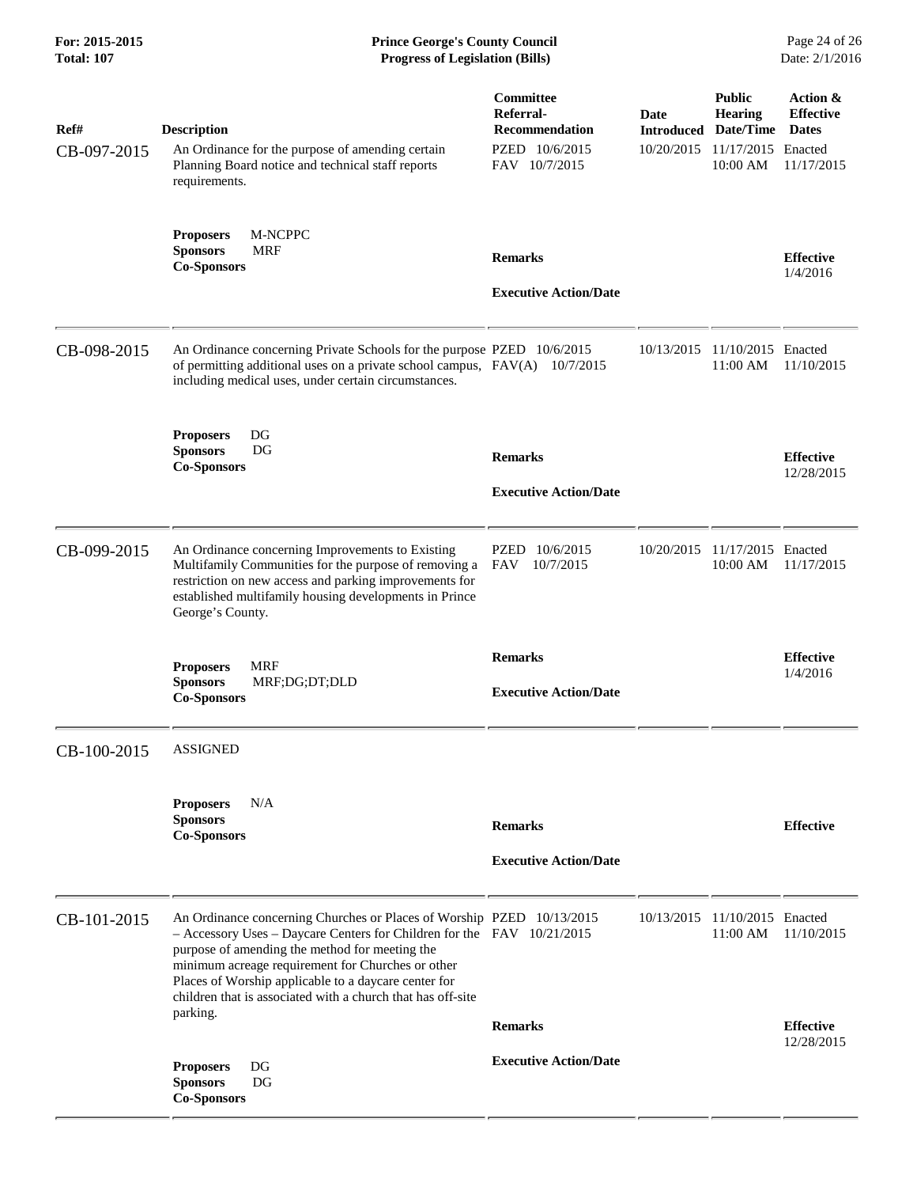| Ref# | Description | Committee Referral-Recommendation | Date Introduced | Public Hearing Date/Time | Action & Effective Dates |
|---|---|---|---|---|---|
| CB-097-2015 | An Ordinance for the purpose of amending certain Planning Board notice and technical staff reports requirements. | PZED 10/6/2015<br>FAV 10/7/2015 | 10/20/2015 | 11/17/2015<br>10:00 AM | Enacted<br>11/17/2015 |
| | **Proposers** M-NCPPC<br>**Sponsors** MRF<br>**Co-Sponsors** | **Remarks**<br><br>**Executive Action/Date** | | | **Effective**<br>1/4/2016 |
| CB-098-2015 | An Ordinance concerning Private Schools for the purpose of permitting additional uses on a private school campus, including medical uses, under certain circumstances. | PZED 10/6/2015<br>FAV(A) 10/7/2015 | 10/13/2015 | 11/10/2015<br>11:00 AM | Enacted<br>11/10/2015 |
| | **Proposers** DG<br>**Sponsors** DG<br>**Co-Sponsors** | **Remarks**<br><br>**Executive Action/Date** | | | **Effective**<br>12/28/2015 |
| CB-099-2015 | An Ordinance concerning Improvements to Existing Multifamily Communities for the purpose of removing a restriction on new access and parking improvements for established multifamily housing developments in Prince George's County. | PZED 10/6/2015<br>FAV 10/7/2015 | 10/20/2015 | 11/17/2015<br>10:00 AM | Enacted<br>11/17/2015 |
| | **Proposers** MRF<br>**Sponsors** MRF;DG;DT;DLD<br>**Co-Sponsors** | **Remarks**<br><br>**Executive Action/Date** | | | **Effective**<br>1/4/2016 |
| CB-100-2015 | ASSIGNED | | | | |
| | **Proposers** N/A<br>**Sponsors**<br>**Co-Sponsors** | **Remarks**<br><br>**Executive Action/Date** | | | **Effective** |
| CB-101-2015 | An Ordinance concerning Churches or Places of Worship – Accessory Uses – Daycare Centers for Children for the purpose of amending the method for meeting the minimum acreage requirement for Churches or other Places of Worship applicable to a daycare center for children that is associated with a church that has off-site parking. | PZED 10/13/2015<br>FAV 10/21/2015 | 10/13/2015 | 11/10/2015<br>11:00 AM | Enacted<br>11/10/2015 |
| | **Proposers** DG<br>**Sponsors** DG<br>**Co-Sponsors** | **Remarks**<br><br>**Executive Action/Date** | | | **Effective**<br>12/28/2015 |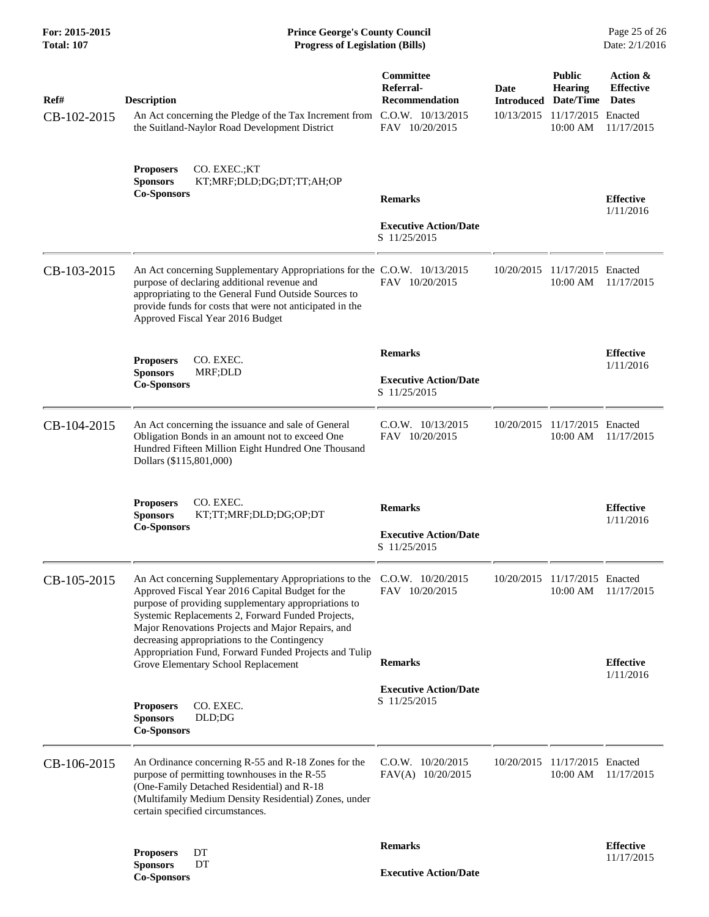| Ref# | Description | Committee Referral-Recommendation | Date Introduced | Public Hearing Date/Time | Action & Effective Dates |
|---|---|---|---|---|---|
| CB-102-2015 | An Act concerning the Pledge of the Tax Increment from the Suitland-Naylor Road Development District<br><br>**Proposers** CO. EXEC.;KT<br>**Sponsors** KT;MRF;DLD;DG;DT;TT;AH;OP<br>**Co-Sponsors** | C.O.W. 10/13/2015<br>FAV 10/20/2015<br><br>**Remarks**<br><br>**Executive Action/Date**<br>S 11/25/2015 | 10/13/2015 | 11/17/2015<br>10:00 AM | Enacted<br>11/17/2015<br><br>**Effective**<br>1/11/2016 |
| CB-103-2015 | An Act concerning Supplementary Appropriations for the purpose of declaring additional revenue and appropriating to the General Fund Outside Sources to provide funds for costs that were not anticipated in the Approved Fiscal Year 2016 Budget<br><br>**Proposers** CO. EXEC.<br>**Sponsors** MRF;DLD<br>**Co-Sponsors** | C.O.W. 10/13/2015<br>FAV 10/20/2015<br><br>**Remarks**<br><br>**Executive Action/Date**<br>S 11/25/2015 | 10/20/2015 | 11/17/2015<br>10:00 AM | Enacted<br>11/17/2015<br><br>**Effective**<br>1/11/2016 |
| CB-104-2015 | An Act concerning the issuance and sale of General Obligation Bonds in an amount not to exceed One Hundred Fifteen Million Eight Hundred One Thousand Dollars ($115,801,000)<br><br>**Proposers** CO. EXEC.<br>**Sponsors** KT;TT;MRF;DLD;DG;OP;DT<br>**Co-Sponsors** | C.O.W. 10/13/2015<br>FAV 10/20/2015<br><br>**Remarks**<br><br>**Executive Action/Date**<br>S 11/25/2015 | 10/20/2015 | 11/17/2015<br>10:00 AM | Enacted<br>11/17/2015<br><br>**Effective**<br>1/11/2016 |
| CB-105-2015 | An Act concerning Supplementary Appropriations to the Approved Fiscal Year 2016 Capital Budget for the purpose of providing supplementary appropriations to Systemic Replacements 2, Forward Funded Projects, Major Renovations Projects and Major Repairs, and decreasing appropriations to the Contingency Appropriation Fund, Forward Funded Projects and Tulip Grove Elementary School Replacement<br><br>**Proposers** CO. EXEC.<br>**Sponsors** DLD;DG<br>**Co-Sponsors** | C.O.W. 10/20/2015<br>FAV 10/20/2015<br><br>**Remarks**<br><br>**Executive Action/Date**<br>S 11/25/2015 | 10/20/2015 | 11/17/2015<br>10:00 AM | Enacted<br>11/17/2015<br><br>**Effective**<br>1/11/2016 |
| CB-106-2015 | An Ordinance concerning R-55 and R-18 Zones for the purpose of permitting townhouses in the R-55 (One-Family Detached Residential) and R-18 (Multifamily Medium Density Residential) Zones, under certain specified circumstances.<br><br>**Proposers** DT<br>**Sponsors** DT<br>**Co-Sponsors** | C.O.W. 10/20/2015<br>FAV(A) 10/20/2015<br><br>**Remarks**<br><br>**Executive Action/Date** | 10/20/2015 | 11/17/2015<br>10:00 AM | Enacted<br>11/17/2015<br><br>**Effective**<br>11/17/2015 |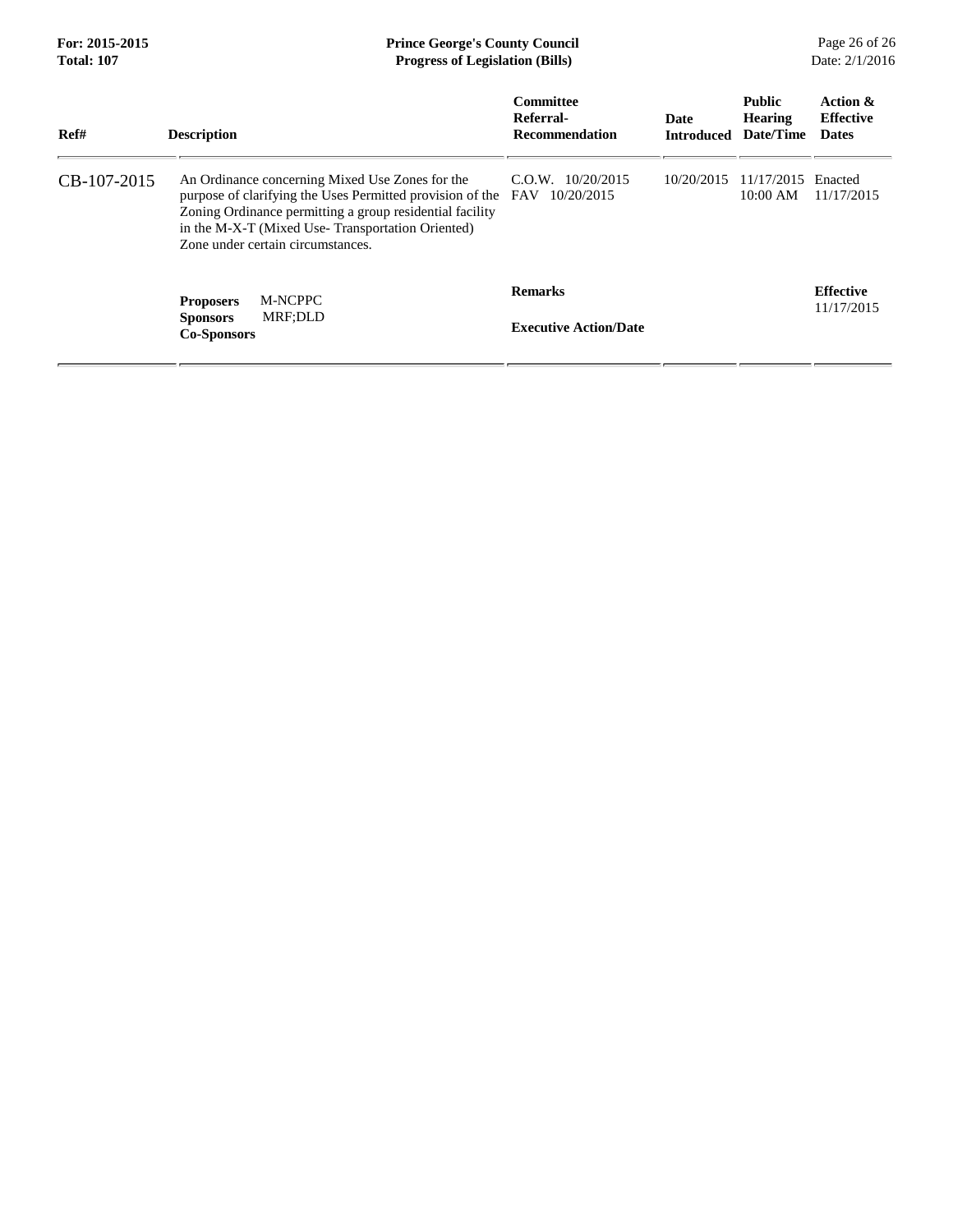| Ref# | Description | Committee Referral-Recommendation | Date Introduced | Public Hearing Date/Time | Action & Effective Dates |
|---|---|---|---|---|---|
| CB-107-2015 | An Ordinance concerning Mixed Use Zones for the purpose of clarifying the Uses Permitted provision of the Zoning Ordinance permitting a group residential facility in the M-X-T (Mixed Use- Transportation Oriented) Zone under certain circumstances. | C.O.W. 10/20/2015 FAV 10/20/2015 | 10/20/2015 | 11/17/2015 10:00 AM | Enacted 11/17/2015 |
| | **Proposers** M-NCPPC **Sponsors** MRF;DLD **Co-Sponsors** | **Remarks** **Executive Action/Date** | | | **Effective** 11/17/2015 |